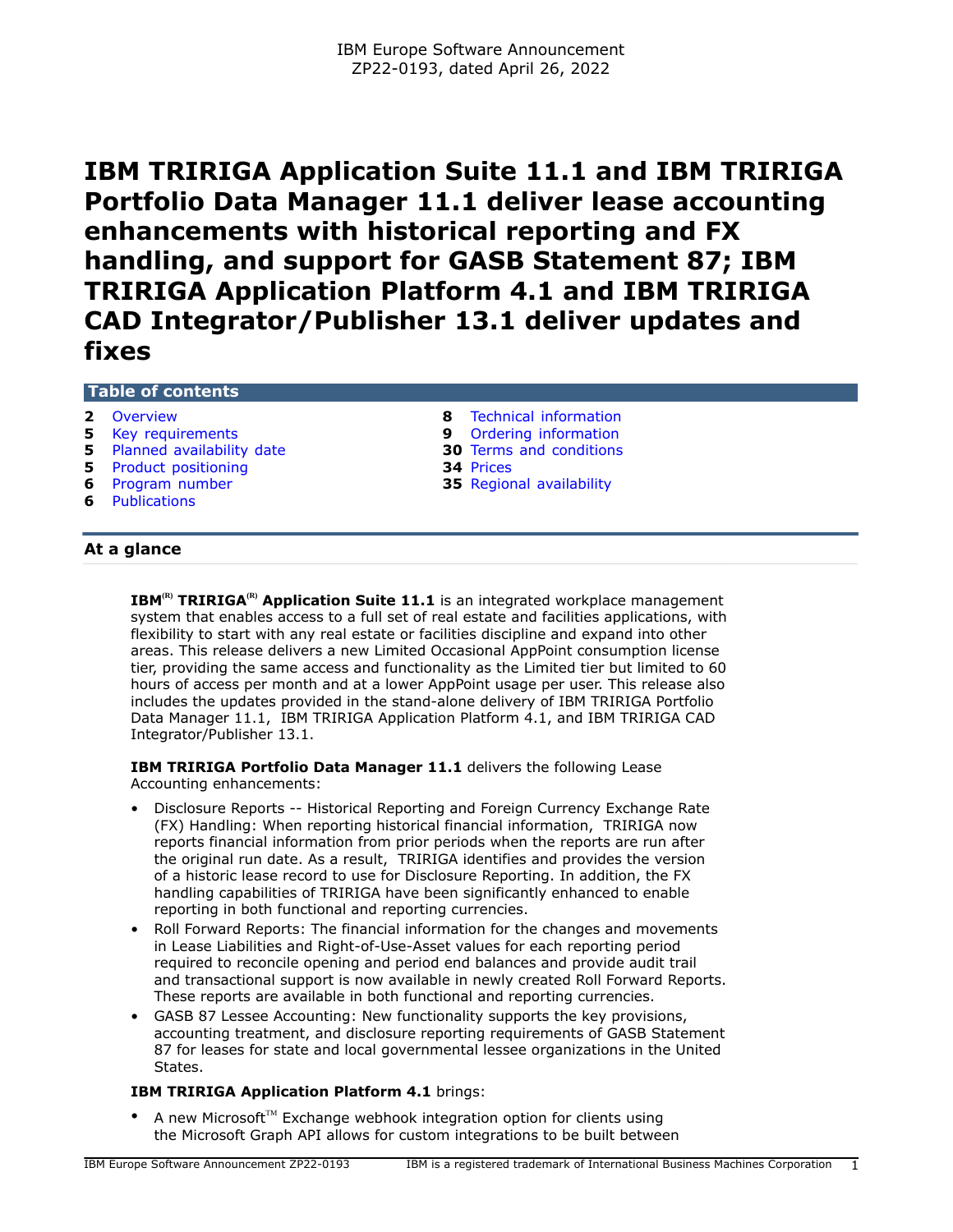IBM Europe Software Announcement
ZP22-0193, dated April 26, 2022

# IBM TRIRIGA Application Suite 11.1 and IBM TRIRIGA Portfolio Data Manager 11.1 deliver lease accounting enhancements with historical reporting and FX handling, and support for GASB Statement 87; IBM TRIRIGA Application Platform 4.1 and IBM TRIRIGA CAD Integrator/Publisher 13.1 deliver updates and fixes

## Table of contents

- 2 Overview
- 5 Key requirements
- 5 Planned availability date
- 5 Product positioning
- 6 Program number
- 6 Publications
- 8 Technical information
- 9 Ordering information
- 30 Terms and conditions
- 34 Prices
- 35 Regional availability

## At a glance

**IBM(R) TRIRIGA(R) Application Suite 11.1** is an integrated workplace management system that enables access to a full set of real estate and facilities applications, with flexibility to start with any real estate or facilities discipline and expand into other areas. This release delivers a new Limited Occasional AppPoint consumption license tier, providing the same access and functionality as the Limited tier but limited to 60 hours of access per month and at a lower AppPoint usage per user. This release also includes the updates provided in the stand-alone delivery of IBM TRIRIGA Portfolio Data Manager 11.1, IBM TRIRIGA Application Platform 4.1, and IBM TRIRIGA CAD Integrator/Publisher 13.1.

**IBM TRIRIGA Portfolio Data Manager 11.1** delivers the following Lease Accounting enhancements:

- Disclosure Reports -- Historical Reporting and Foreign Currency Exchange Rate (FX) Handling: When reporting historical financial information, TRIRIGA now reports financial information from prior periods when the reports are run after the original run date. As a result, TRIRIGA identifies and provides the version of a historic lease record to use for Disclosure Reporting. In addition, the FX handling capabilities of TRIRIGA have been significantly enhanced to enable reporting in both functional and reporting currencies.
- Roll Forward Reports: The financial information for the changes and movements in Lease Liabilities and Right-of-Use-Asset values for each reporting period required to reconcile opening and period end balances and provide audit trail and transactional support is now available in newly created Roll Forward Reports. These reports are available in both functional and reporting currencies.
- GASB 87 Lessee Accounting: New functionality supports the key provisions, accounting treatment, and disclosure reporting requirements of GASB Statement 87 for leases for state and local governmental lessee organizations in the United States.

**IBM TRIRIGA Application Platform 4.1** brings:

- A new Microsoft(TM) Exchange webhook integration option for clients using the Microsoft Graph API allows for custom integrations to be built between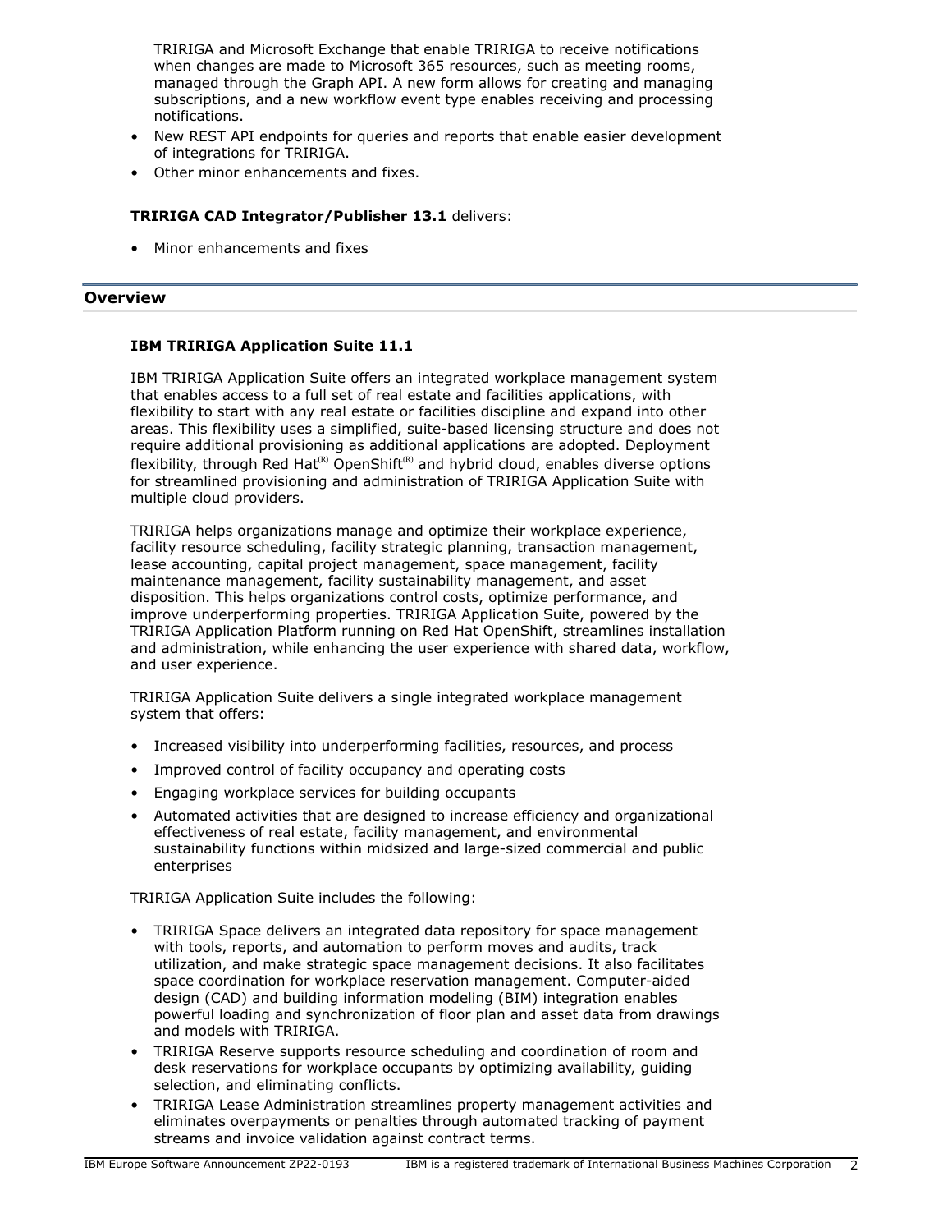TRIRIGA and Microsoft Exchange that enable TRIRIGA to receive notifications when changes are made to Microsoft 365 resources, such as meeting rooms, managed through the Graph API. A new form allows for creating and managing subscriptions, and a new workflow event type enables receiving and processing notifications.

- New REST API endpoints for queries and reports that enable easier development of integrations for TRIRIGA.
- Other minor enhancements and fixes.

**TRIRIGA CAD Integrator/Publisher 13.1** delivers:

- Minor enhancements and fixes

## Overview

**IBM TRIRIGA Application Suite 11.1**

IBM TRIRIGA Application Suite offers an integrated workplace management system that enables access to a full set of real estate and facilities applications, with flexibility to start with any real estate or facilities discipline and expand into other areas. This flexibility uses a simplified, suite-based licensing structure and does not require additional provisioning as additional applications are adopted. Deployment flexibility, through Red Hat(R) OpenShift(R) and hybrid cloud, enables diverse options for streamlined provisioning and administration of TRIRIGA Application Suite with multiple cloud providers.

TRIRIGA helps organizations manage and optimize their workplace experience, facility resource scheduling, facility strategic planning, transaction management, lease accounting, capital project management, space management, facility maintenance management, facility sustainability management, and asset disposition. This helps organizations control costs, optimize performance, and improve underperforming properties. TRIRIGA Application Suite, powered by the TRIRIGA Application Platform running on Red Hat OpenShift, streamlines installation and administration, while enhancing the user experience with shared data, workflow, and user experience.

TRIRIGA Application Suite delivers a single integrated workplace management system that offers:

- Increased visibility into underperforming facilities, resources, and process
- Improved control of facility occupancy and operating costs
- Engaging workplace services for building occupants
- Automated activities that are designed to increase efficiency and organizational effectiveness of real estate, facility management, and environmental sustainability functions within midsized and large-sized commercial and public enterprises

TRIRIGA Application Suite includes the following:

- TRIRIGA Space delivers an integrated data repository for space management with tools, reports, and automation to perform moves and audits, track utilization, and make strategic space management decisions. It also facilitates space coordination for workplace reservation management. Computer-aided design (CAD) and building information modeling (BIM) integration enables powerful loading and synchronization of floor plan and asset data from drawings and models with TRIRIGA.
- TRIRIGA Reserve supports resource scheduling and coordination of room and desk reservations for workplace occupants by optimizing availability, guiding selection, and eliminating conflicts.
- TRIRIGA Lease Administration streamlines property management activities and eliminates overpayments or penalties through automated tracking of payment streams and invoice validation against contract terms.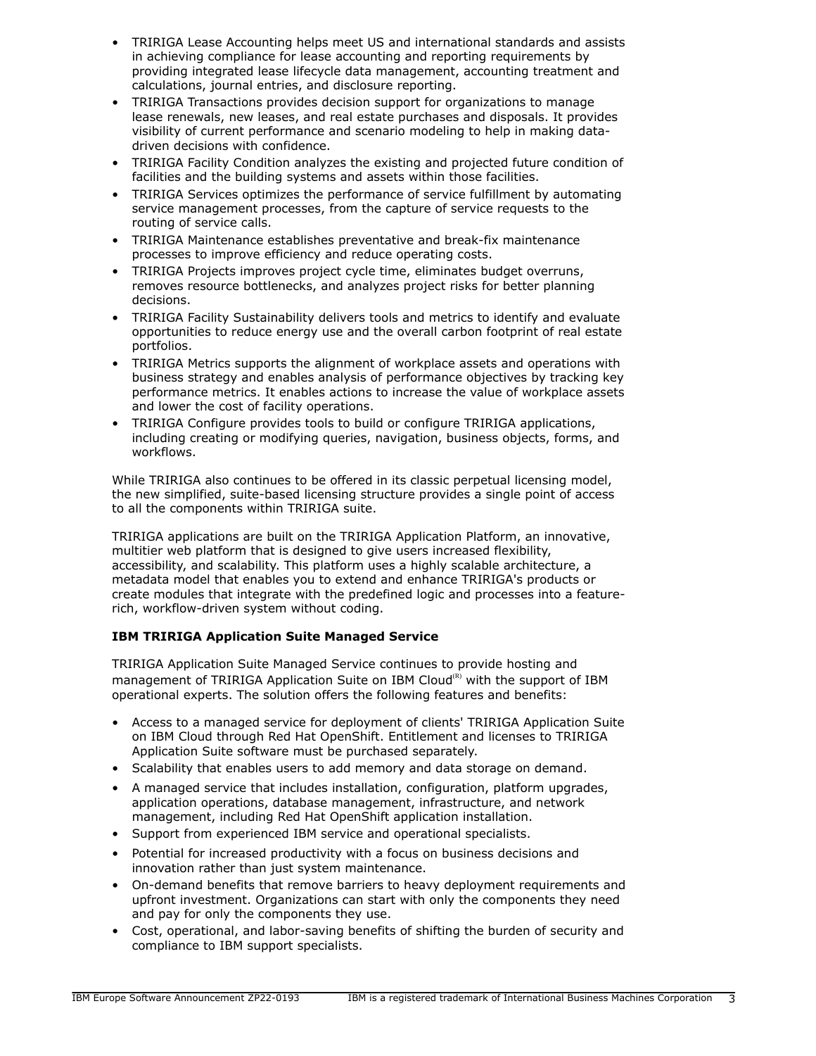- TRIRIGA Lease Accounting helps meet US and international standards and assists in achieving compliance for lease accounting and reporting requirements by providing integrated lease lifecycle data management, accounting treatment and calculations, journal entries, and disclosure reporting.
- TRIRIGA Transactions provides decision support for organizations to manage lease renewals, new leases, and real estate purchases and disposals. It provides visibility of current performance and scenario modeling to help in making data-driven decisions with confidence.
- TRIRIGA Facility Condition analyzes the existing and projected future condition of facilities and the building systems and assets within those facilities.
- TRIRIGA Services optimizes the performance of service fulfillment by automating service management processes, from the capture of service requests to the routing of service calls.
- TRIRIGA Maintenance establishes preventative and break-fix maintenance processes to improve efficiency and reduce operating costs.
- TRIRIGA Projects improves project cycle time, eliminates budget overruns, removes resource bottlenecks, and analyzes project risks for better planning decisions.
- TRIRIGA Facility Sustainability delivers tools and metrics to identify and evaluate opportunities to reduce energy use and the overall carbon footprint of real estate portfolios.
- TRIRIGA Metrics supports the alignment of workplace assets and operations with business strategy and enables analysis of performance objectives by tracking key performance metrics. It enables actions to increase the value of workplace assets and lower the cost of facility operations.
- TRIRIGA Configure provides tools to build or configure TRIRIGA applications, including creating or modifying queries, navigation, business objects, forms, and workflows.

While TRIRIGA also continues to be offered in its classic perpetual licensing model, the new simplified, suite-based licensing structure provides a single point of access to all the components within TRIRIGA suite.

TRIRIGA applications are built on the TRIRIGA Application Platform, an innovative, multitier web platform that is designed to give users increased flexibility, accessibility, and scalability. This platform uses a highly scalable architecture, a metadata model that enables you to extend and enhance TRIRIGA's products or create modules that integrate with the predefined logic and processes into a feature-rich, workflow-driven system without coding.

**IBM TRIRIGA Application Suite Managed Service**

TRIRIGA Application Suite Managed Service continues to provide hosting and management of TRIRIGA Application Suite on IBM Cloud(R) with the support of IBM operational experts. The solution offers the following features and benefits:

- Access to a managed service for deployment of clients' TRIRIGA Application Suite on IBM Cloud through Red Hat OpenShift. Entitlement and licenses to TRIRIGA Application Suite software must be purchased separately.
- Scalability that enables users to add memory and data storage on demand.
- A managed service that includes installation, configuration, platform upgrades, application operations, database management, infrastructure, and network management, including Red Hat OpenShift application installation.
- Support from experienced IBM service and operational specialists.
- Potential for increased productivity with a focus on business decisions and innovation rather than just system maintenance.
- On-demand benefits that remove barriers to heavy deployment requirements and upfront investment. Organizations can start with only the components they need and pay for only the components they use.
- Cost, operational, and labor-saving benefits of shifting the burden of security and compliance to IBM support specialists.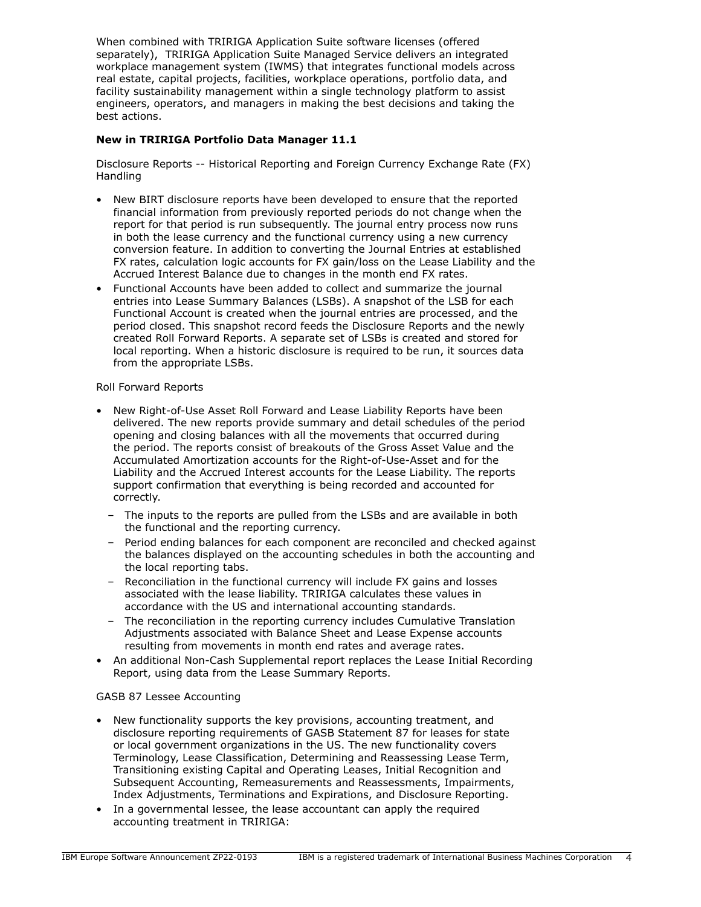When combined with TRIRIGA Application Suite software licenses (offered separately), TRIRIGA Application Suite Managed Service delivers an integrated workplace management system (IWMS) that integrates functional models across real estate, capital projects, facilities, workplace operations, portfolio data, and facility sustainability management within a single technology platform to assist engineers, operators, and managers in making the best decisions and taking the best actions.

**New in TRIRIGA Portfolio Data Manager 11.1**

Disclosure Reports -- Historical Reporting and Foreign Currency Exchange Rate (FX) Handling

- New BIRT disclosure reports have been developed to ensure that the reported financial information from previously reported periods do not change when the report for that period is run subsequently. The journal entry process now runs in both the lease currency and the functional currency using a new currency conversion feature. In addition to converting the Journal Entries at established FX rates, calculation logic accounts for FX gain/loss on the Lease Liability and the Accrued Interest Balance due to changes in the month end FX rates.
- Functional Accounts have been added to collect and summarize the journal entries into Lease Summary Balances (LSBs). A snapshot of the LSB for each Functional Account is created when the journal entries are processed, and the period closed. This snapshot record feeds the Disclosure Reports and the newly created Roll Forward Reports. A separate set of LSBs is created and stored for local reporting. When a historic disclosure is required to be run, it sources data from the appropriate LSBs.

Roll Forward Reports

- New Right-of-Use Asset Roll Forward and Lease Liability Reports have been delivered. The new reports provide summary and detail schedules of the period opening and closing balances with all the movements that occurred during the period. The reports consist of breakouts of the Gross Asset Value and the Accumulated Amortization accounts for the Right-of-Use-Asset and for the Liability and the Accrued Interest accounts for the Lease Liability. The reports support confirmation that everything is being recorded and accounted for correctly.
  - The inputs to the reports are pulled from the LSBs and are available in both the functional and the reporting currency.
  - Period ending balances for each component are reconciled and checked against the balances displayed on the accounting schedules in both the accounting and the local reporting tabs.
  - Reconciliation in the functional currency will include FX gains and losses associated with the lease liability. TRIRIGA calculates these values in accordance with the US and international accounting standards.
  - The reconciliation in the reporting currency includes Cumulative Translation Adjustments associated with Balance Sheet and Lease Expense accounts resulting from movements in month end rates and average rates.
- An additional Non-Cash Supplemental report replaces the Lease Initial Recording Report, using data from the Lease Summary Reports.

GASB 87 Lessee Accounting

- New functionality supports the key provisions, accounting treatment, and disclosure reporting requirements of GASB Statement 87 for leases for state or local government organizations in the US. The new functionality covers Terminology, Lease Classification, Determining and Reassessing Lease Term, Transitioning existing Capital and Operating Leases, Initial Recognition and Subsequent Accounting, Remeasurements and Reassessments, Impairments, Index Adjustments, Terminations and Expirations, and Disclosure Reporting.
- In a governmental lessee, the lease accountant can apply the required accounting treatment in TRIRIGA: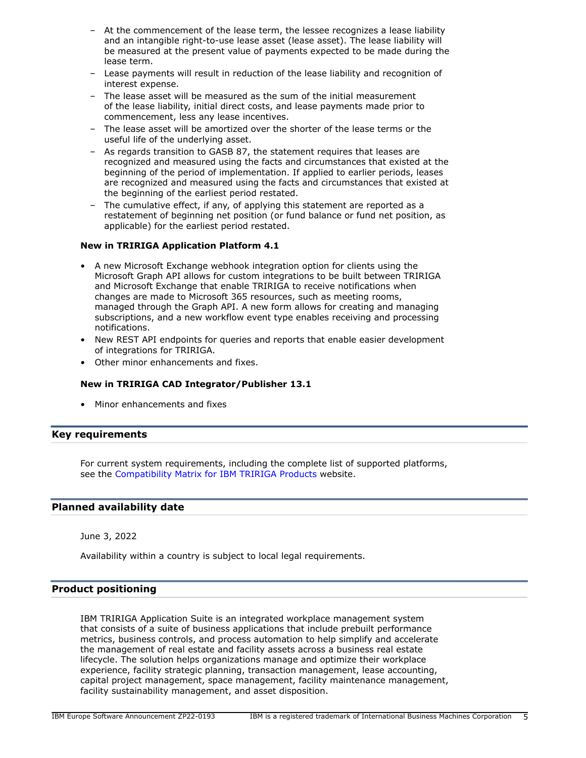- At the commencement of the lease term, the lessee recognizes a lease liability and an intangible right-to-use lease asset (lease asset). The lease liability will be measured at the present value of payments expected to be made during the lease term.
- Lease payments will result in reduction of the lease liability and recognition of interest expense.
- The lease asset will be measured as the sum of the initial measurement of the lease liability, initial direct costs, and lease payments made prior to commencement, less any lease incentives.
- The lease asset will be amortized over the shorter of the lease terms or the useful life of the underlying asset.
- As regards transition to GASB 87, the statement requires that leases are recognized and measured using the facts and circumstances that existed at the beginning of the period of implementation. If applied to earlier periods, leases are recognized and measured using the facts and circumstances that existed at the beginning of the earliest period restated.
- The cumulative effect, if any, of applying this statement are reported as a restatement of beginning net position (or fund balance or fund net position, as applicable) for the earliest period restated.

**New in TRIRIGA Application Platform 4.1**

- A new Microsoft Exchange webhook integration option for clients using the Microsoft Graph API allows for custom integrations to be built between TRIRIGA and Microsoft Exchange that enable TRIRIGA to receive notifications when changes are made to Microsoft 365 resources, such as meeting rooms, managed through the Graph API. A new form allows for creating and managing subscriptions, and a new workflow event type enables receiving and processing notifications.
- New REST API endpoints for queries and reports that enable easier development of integrations for TRIRIGA.
- Other minor enhancements and fixes.

**New in TRIRIGA CAD Integrator/Publisher 13.1**

- Minor enhancements and fixes

## Key requirements

For current system requirements, including the complete list of supported platforms, see the Compatibility Matrix for IBM TRIRIGA Products website.

## Planned availability date

June 3, 2022

Availability within a country is subject to local legal requirements.

## Product positioning

IBM TRIRIGA Application Suite is an integrated workplace management system that consists of a suite of business applications that include prebuilt performance metrics, business controls, and process automation to help simplify and accelerate the management of real estate and facility assets across a business real estate lifecycle. The solution helps organizations manage and optimize their workplace experience, facility strategic planning, transaction management, lease accounting, capital project management, space management, facility maintenance management, facility sustainability management, and asset disposition.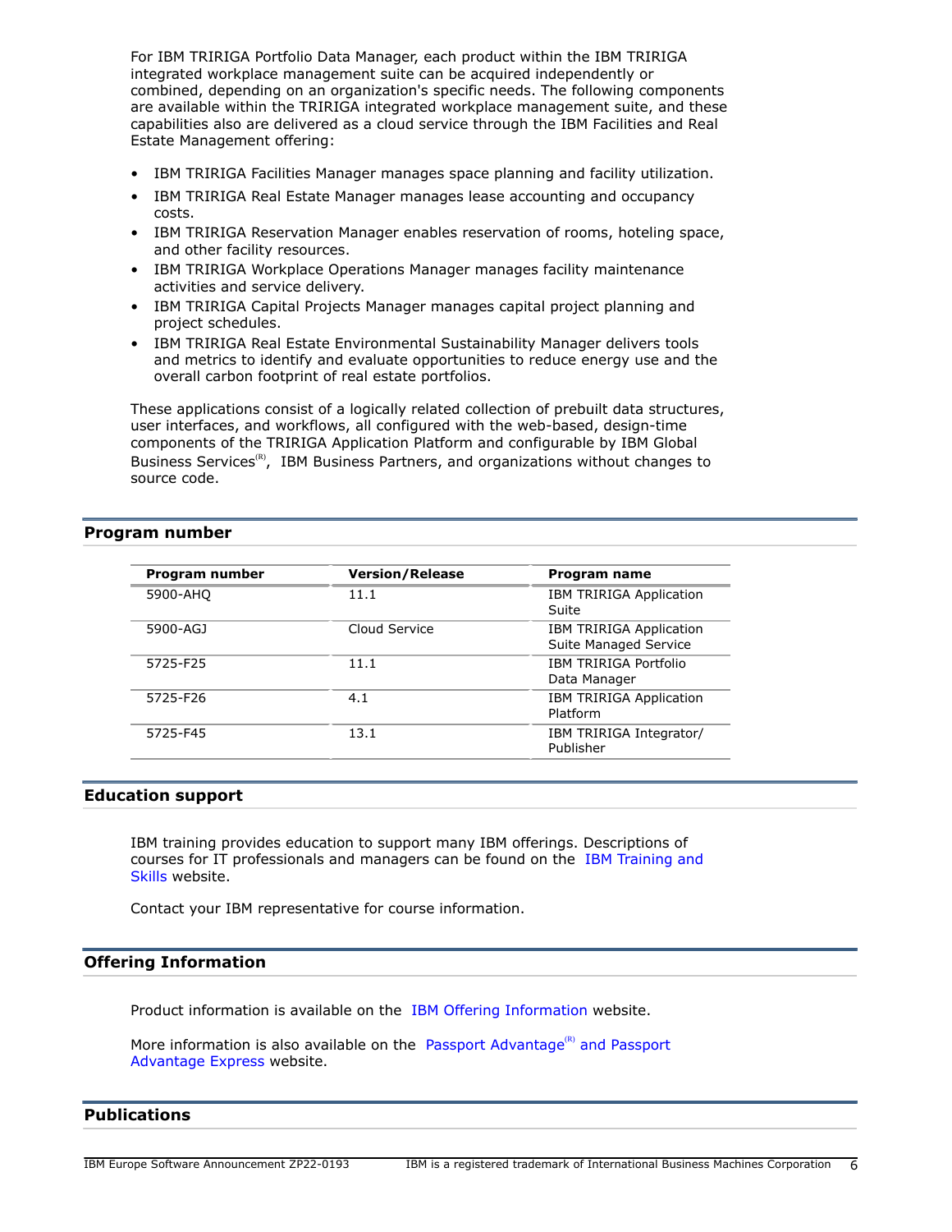For IBM TRIRIGA Portfolio Data Manager, each product within the IBM TRIRIGA integrated workplace management suite can be acquired independently or combined, depending on an organization's specific needs. The following components are available within the TRIRIGA integrated workplace management suite, and these capabilities also are delivered as a cloud service through the IBM Facilities and Real Estate Management offering:

- IBM TRIRIGA Facilities Manager manages space planning and facility utilization.
- IBM TRIRIGA Real Estate Manager manages lease accounting and occupancy costs.
- IBM TRIRIGA Reservation Manager enables reservation of rooms, hoteling space, and other facility resources.
- IBM TRIRIGA Workplace Operations Manager manages facility maintenance activities and service delivery.
- IBM TRIRIGA Capital Projects Manager manages capital project planning and project schedules.
- IBM TRIRIGA Real Estate Environmental Sustainability Manager delivers tools and metrics to identify and evaluate opportunities to reduce energy use and the overall carbon footprint of real estate portfolios.

These applications consist of a logically related collection of prebuilt data structures, user interfaces, and workflows, all configured with the web-based, design-time components of the TRIRIGA Application Platform and configurable by IBM Global Business Services(R), IBM Business Partners, and organizations without changes to source code.

## Program number

| Program number | Version/Release | Program name |
|---|---|---|
| 5900-AHQ | 11.1 | IBM TRIRIGA Application Suite |
| 5900-AGJ | Cloud Service | IBM TRIRIGA Application Suite Managed Service |
| 5725-F25 | 11.1 | IBM TRIRIGA Portfolio Data Manager |
| 5725-F26 | 4.1 | IBM TRIRIGA Application Platform |
| 5725-F45 | 13.1 | IBM TRIRIGA Integrator/ Publisher |

## Education support

IBM training provides education to support many IBM offerings. Descriptions of courses for IT professionals and managers can be found on the IBM Training and Skills website.

Contact your IBM representative for course information.

## Offering Information

Product information is available on the IBM Offering Information website.

More information is also available on the Passport Advantage(R) and Passport Advantage Express website.

## Publications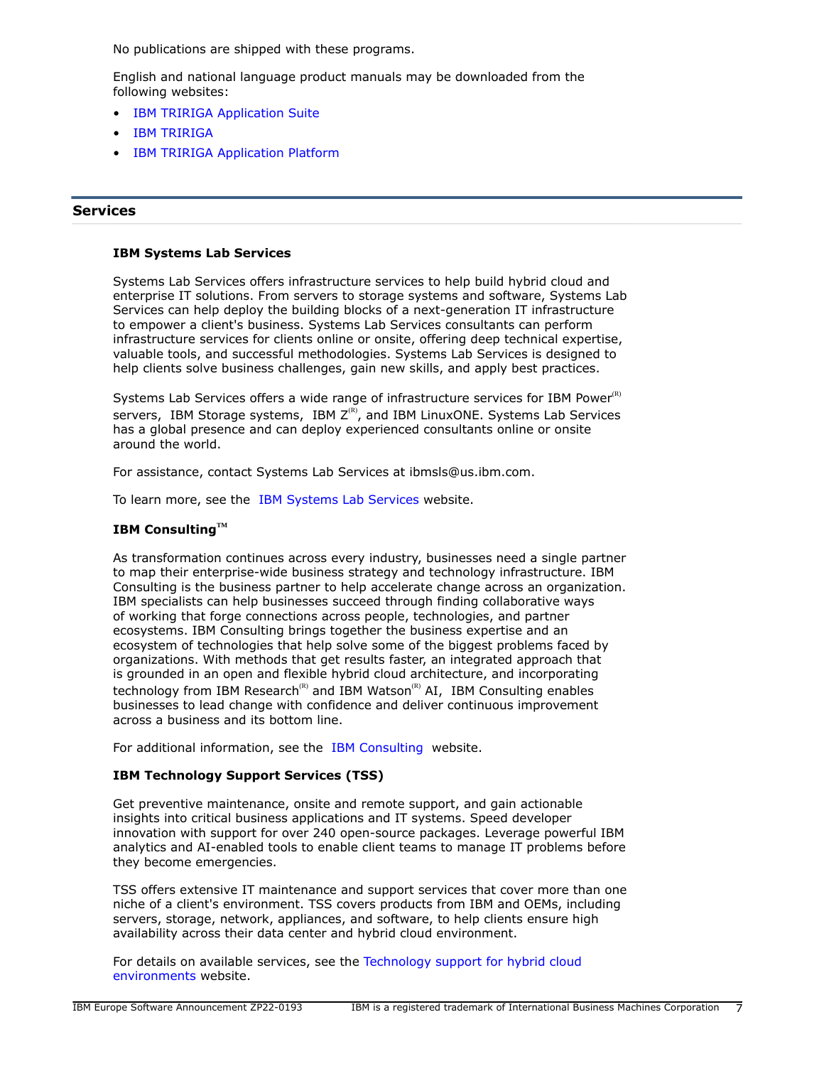No publications are shipped with these programs.

English and national language product manuals may be downloaded from the following websites:

- IBM TRIRIGA Application Suite
- IBM TRIRIGA
- IBM TRIRIGA Application Platform

## Services

### IBM Systems Lab Services

Systems Lab Services offers infrastructure services to help build hybrid cloud and enterprise IT solutions. From servers to storage systems and software, Systems Lab Services can help deploy the building blocks of a next-generation IT infrastructure to empower a client's business. Systems Lab Services consultants can perform infrastructure services for clients online or onsite, offering deep technical expertise, valuable tools, and successful methodologies. Systems Lab Services is designed to help clients solve business challenges, gain new skills, and apply best practices.

Systems Lab Services offers a wide range of infrastructure services for IBM Power(R) servers, IBM Storage systems, IBM Z(R), and IBM LinuxONE. Systems Lab Services has a global presence and can deploy experienced consultants online or onsite around the world.

For assistance, contact Systems Lab Services at ibmsls@us.ibm.com.

To learn more, see the IBM Systems Lab Services website.

### IBM Consulting™

As transformation continues across every industry, businesses need a single partner to map their enterprise-wide business strategy and technology infrastructure. IBM Consulting is the business partner to help accelerate change across an organization. IBM specialists can help businesses succeed through finding collaborative ways of working that forge connections across people, technologies, and partner ecosystems. IBM Consulting brings together the business expertise and an ecosystem of technologies that help solve some of the biggest problems faced by organizations. With methods that get results faster, an integrated approach that is grounded in an open and flexible hybrid cloud architecture, and incorporating technology from IBM Research(R) and IBM Watson(R) AI, IBM Consulting enables businesses to lead change with confidence and deliver continuous improvement across a business and its bottom line.

For additional information, see the IBM Consulting website.

### IBM Technology Support Services (TSS)

Get preventive maintenance, onsite and remote support, and gain actionable insights into critical business applications and IT systems. Speed developer innovation with support for over 240 open-source packages. Leverage powerful IBM analytics and AI-enabled tools to enable client teams to manage IT problems before they become emergencies.

TSS offers extensive IT maintenance and support services that cover more than one niche of a client's environment. TSS covers products from IBM and OEMs, including servers, storage, network, appliances, and software, to help clients ensure high availability across their data center and hybrid cloud environment.

For details on available services, see the Technology support for hybrid cloud environments website.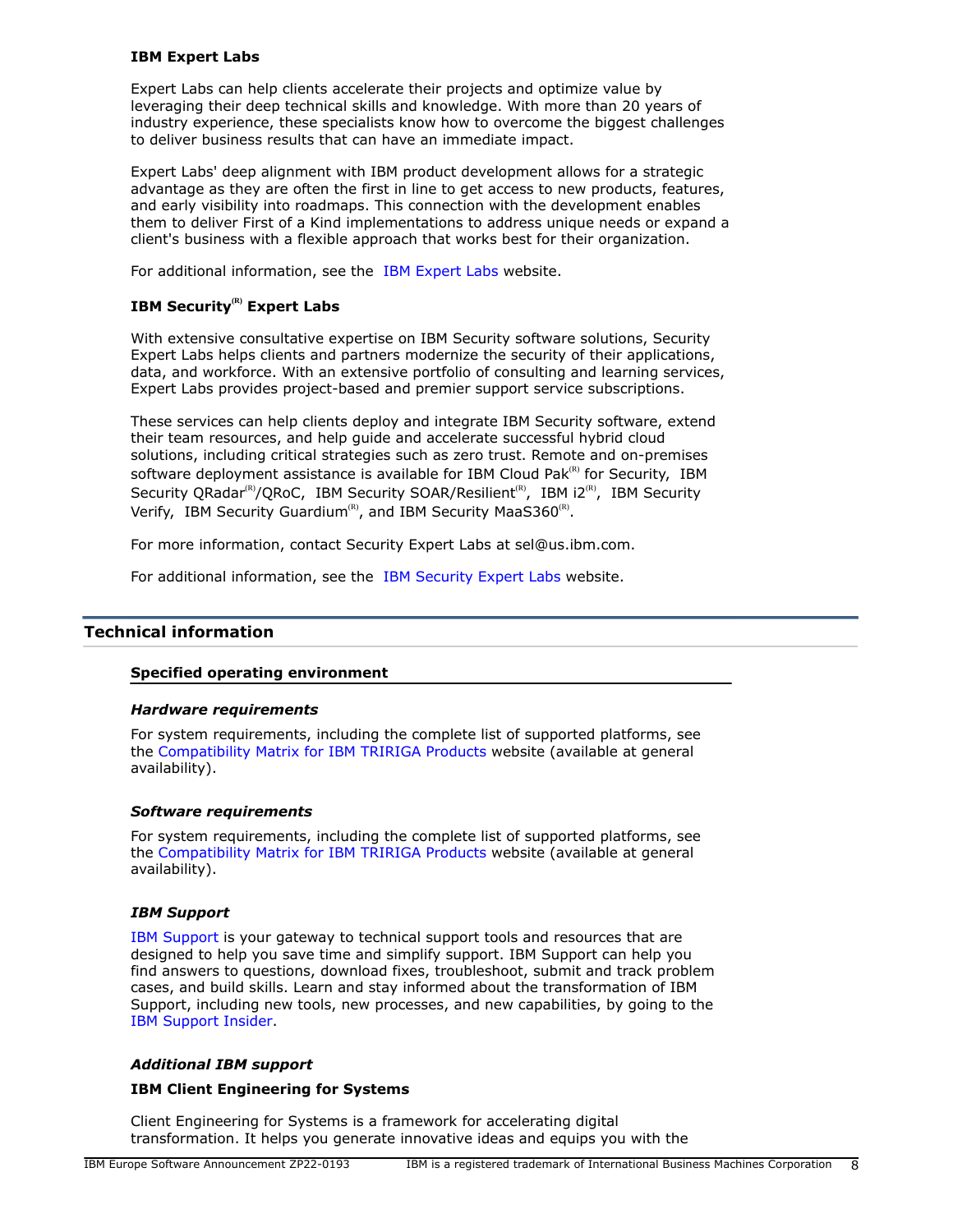**IBM Expert Labs**

Expert Labs can help clients accelerate their projects and optimize value by leveraging their deep technical skills and knowledge. With more than 20 years of industry experience, these specialists know how to overcome the biggest challenges to deliver business results that can have an immediate impact.

Expert Labs' deep alignment with IBM product development allows for a strategic advantage as they are often the first in line to get access to new products, features, and early visibility into roadmaps. This connection with the development enables them to deliver First of a Kind implementations to address unique needs or expand a client's business with a flexible approach that works best for their organization.

For additional information, see the IBM Expert Labs website.

**IBM Security(R) Expert Labs**

With extensive consultative expertise on IBM Security software solutions, Security Expert Labs helps clients and partners modernize the security of their applications, data, and workforce. With an extensive portfolio of consulting and learning services, Expert Labs provides project-based and premier support service subscriptions.

These services can help clients deploy and integrate IBM Security software, extend their team resources, and help guide and accelerate successful hybrid cloud solutions, including critical strategies such as zero trust. Remote and on-premises software deployment assistance is available for IBM Cloud Pak(R) for Security, IBM Security QRadar(R)/QRoC, IBM Security SOAR/Resilient(R), IBM i2(R), IBM Security Verify, IBM Security Guardium(R), and IBM Security MaaS360(R).

For more information, contact Security Expert Labs at sel@us.ibm.com.

For additional information, see the IBM Security Expert Labs website.

## Technical information

### Specified operating environment

***Hardware requirements***

For system requirements, including the complete list of supported platforms, see the Compatibility Matrix for IBM TRIRIGA Products website (available at general availability).

***Software requirements***

For system requirements, including the complete list of supported platforms, see the Compatibility Matrix for IBM TRIRIGA Products website (available at general availability).

***IBM Support***

IBM Support is your gateway to technical support tools and resources that are designed to help you save time and simplify support. IBM Support can help you find answers to questions, download fixes, troubleshoot, submit and track problem cases, and build skills. Learn and stay informed about the transformation of IBM Support, including new tools, new processes, and new capabilities, by going to the IBM Support Insider.

***Additional IBM support***

**IBM Client Engineering for Systems**

Client Engineering for Systems is a framework for accelerating digital transformation. It helps you generate innovative ideas and equips you with the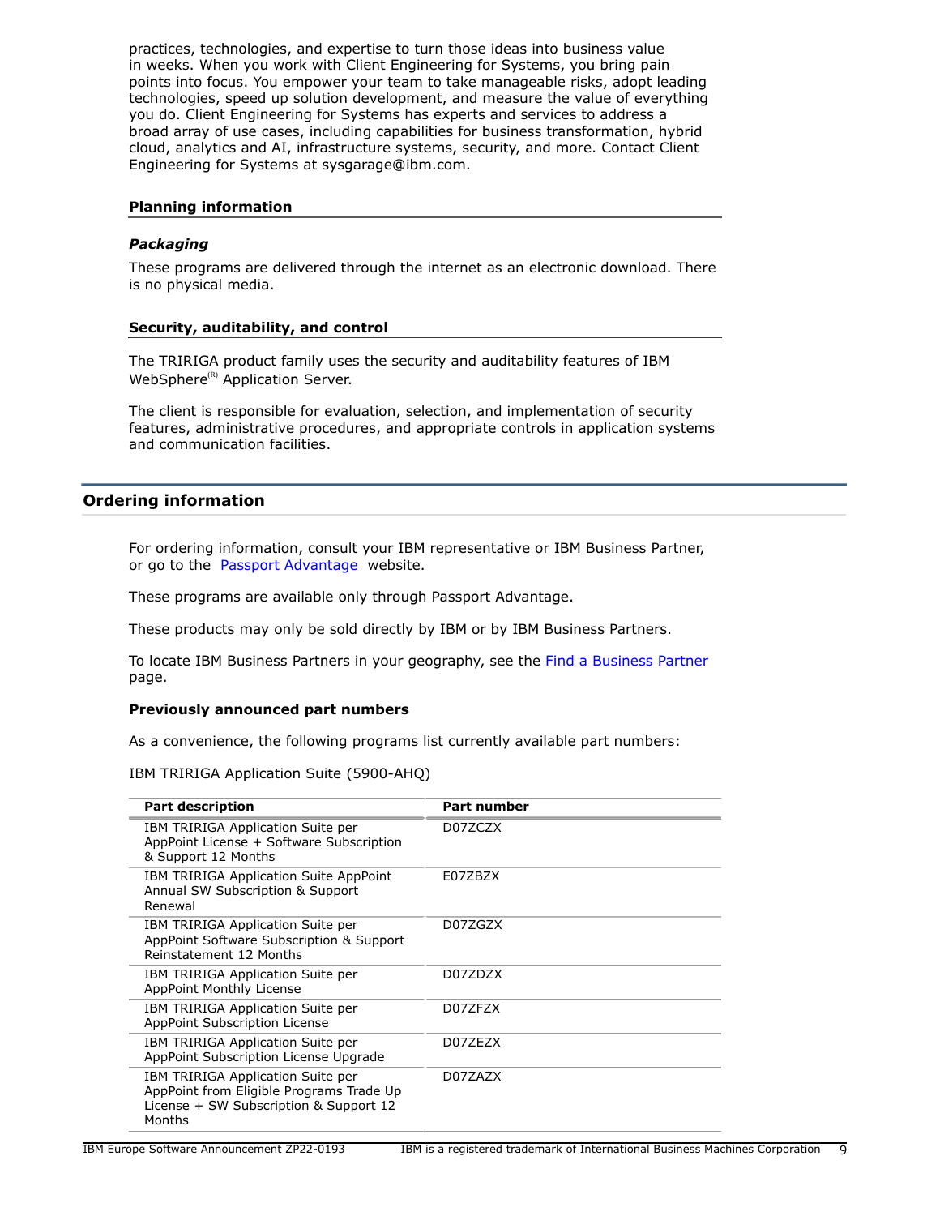practices, technologies, and expertise to turn those ideas into business value in weeks. When you work with Client Engineering for Systems, you bring pain points into focus. You empower your team to take manageable risks, adopt leading technologies, speed up solution development, and measure the value of everything you do. Client Engineering for Systems has experts and services to address a broad array of use cases, including capabilities for business transformation, hybrid cloud, analytics and AI, infrastructure systems, security, and more. Contact Client Engineering for Systems at sysgarage@ibm.com.

### Planning information

#### *Packaging*

These programs are delivered through the internet as an electronic download. There is no physical media.

### Security, auditability, and control

The TRIRIGA product family uses the security and auditability features of IBM WebSphere(R) Application Server.

The client is responsible for evaluation, selection, and implementation of security features, administrative procedures, and appropriate controls in application systems and communication facilities.

## Ordering information

For ordering information, consult your IBM representative or IBM Business Partner, or go to the Passport Advantage website.

These programs are available only through Passport Advantage.

These products may only be sold directly by IBM or by IBM Business Partners.

To locate IBM Business Partners in your geography, see the Find a Business Partner page.

**Previously announced part numbers**

As a convenience, the following programs list currently available part numbers:

IBM TRIRIGA Application Suite (5900-AHQ)

| Part description | Part number |
|---|---|
| IBM TRIRIGA Application Suite per AppPoint License + Software Subscription & Support 12 Months | D07ZCZX |
| IBM TRIRIGA Application Suite AppPoint Annual SW Subscription & Support Renewal | E07ZBZX |
| IBM TRIRIGA Application Suite per AppPoint Software Subscription & Support Reinstatement 12 Months | D07ZGZX |
| IBM TRIRIGA Application Suite per AppPoint Monthly License | D07ZDZX |
| IBM TRIRIGA Application Suite per AppPoint Subscription License | D07ZFZX |
| IBM TRIRIGA Application Suite per AppPoint Subscription License Upgrade | D07ZEZX |
| IBM TRIRIGA Application Suite per AppPoint from Eligible Programs Trade Up License + SW Subscription & Support 12 Months | D07ZAZX |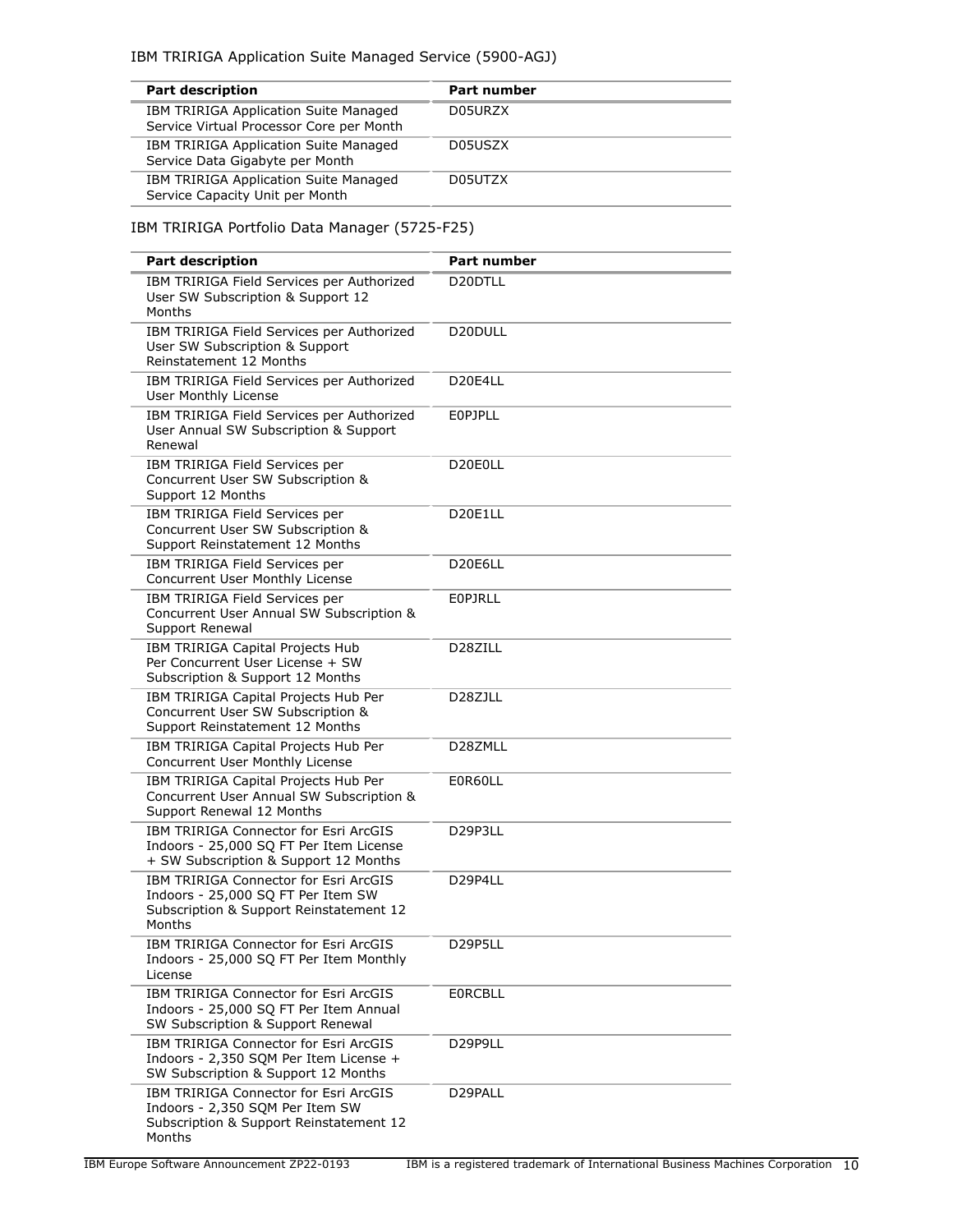IBM TRIRIGA Application Suite Managed Service (5900-AGJ)

| Part description | Part number |
|---|---|
| IBM TRIRIGA Application Suite Managed Service Virtual Processor Core per Month | D05URZX |
| IBM TRIRIGA Application Suite Managed Service Data Gigabyte per Month | D05USZX |
| IBM TRIRIGA Application Suite Managed Service Capacity Unit per Month | D05UTZX |

IBM TRIRIGA Portfolio Data Manager (5725-F25)

| Part description | Part number |
|---|---|
| IBM TRIRIGA Field Services per Authorized User SW Subscription & Support 12 Months | D20DTLL |
| IBM TRIRIGA Field Services per Authorized User SW Subscription & Support Reinstatement 12 Months | D20DULL |
| IBM TRIRIGA Field Services per Authorized User Monthly License | D20E4LL |
| IBM TRIRIGA Field Services per Authorized User Annual SW Subscription & Support Renewal | E0PJPLL |
| IBM TRIRIGA Field Services per Concurrent User SW Subscription & Support 12 Months | D20E0LL |
| IBM TRIRIGA Field Services per Concurrent User SW Subscription & Support Reinstatement 12 Months | D20E1LL |
| IBM TRIRIGA Field Services per Concurrent User Monthly License | D20E6LL |
| IBM TRIRIGA Field Services per Concurrent User Annual SW Subscription & Support Renewal | E0PJRLL |
| IBM TRIRIGA Capital Projects Hub Per Concurrent User License + SW Subscription & Support 12 Months | D28ZILL |
| IBM TRIRIGA Capital Projects Hub Per Concurrent User SW Subscription & Support Reinstatement 12 Months | D28ZJLL |
| IBM TRIRIGA Capital Projects Hub Per Concurrent User Monthly License | D28ZMLL |
| IBM TRIRIGA Capital Projects Hub Per Concurrent User Annual SW Subscription & Support Renewal 12 Months | E0R60LL |
| IBM TRIRIGA Connector for Esri ArcGIS Indoors - 25,000 SQ FT Per Item License + SW Subscription & Support 12 Months | D29P3LL |
| IBM TRIRIGA Connector for Esri ArcGIS Indoors - 25,000 SQ FT Per Item SW Subscription & Support Reinstatement 12 Months | D29P4LL |
| IBM TRIRIGA Connector for Esri ArcGIS Indoors - 25,000 SQ FT Per Item Monthly License | D29P5LL |
| IBM TRIRIGA Connector for Esri ArcGIS Indoors - 25,000 SQ FT Per Item Annual SW Subscription & Support Renewal | E0RCBLL |
| IBM TRIRIGA Connector for Esri ArcGIS Indoors - 2,350 SQM Per Item License + SW Subscription & Support 12 Months | D29P9LL |
| IBM TRIRIGA Connector for Esri ArcGIS Indoors - 2,350 SQM Per Item SW Subscription & Support Reinstatement 12 Months | D29PALL |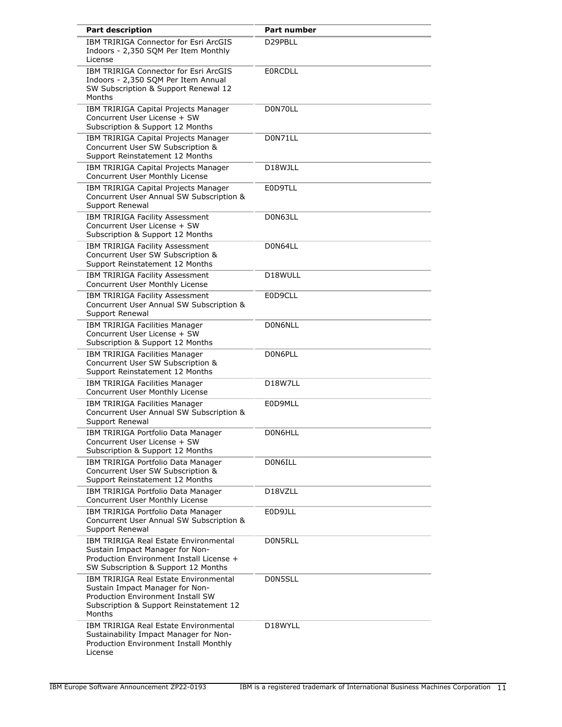| Part description | Part number |
|---|---|
| IBM TRIRIGA Connector for Esri ArcGIS Indoors - 2,350 SQM Per Item Monthly License | D29PBLL |
| IBM TRIRIGA Connector for Esri ArcGIS Indoors - 2,350 SQM Per Item Annual SW Subscription & Support Renewal 12 Months | E0RCDLL |
| IBM TRIRIGA Capital Projects Manager Concurrent User License + SW Subscription & Support 12 Months | D0N70LL |
| IBM TRIRIGA Capital Projects Manager Concurrent User SW Subscription & Support Reinstatement 12 Months | D0N71LL |
| IBM TRIRIGA Capital Projects Manager Concurrent User Monthly License | D18WJLL |
| IBM TRIRIGA Capital Projects Manager Concurrent User Annual SW Subscription & Support Renewal | E0D9TLL |
| IBM TRIRIGA Facility Assessment Concurrent User License + SW Subscription & Support 12 Months | D0N63LL |
| IBM TRIRIGA Facility Assessment Concurrent User SW Subscription & Support Reinstatement 12 Months | D0N64LL |
| IBM TRIRIGA Facility Assessment Concurrent User Monthly License | D18WULL |
| IBM TRIRIGA Facility Assessment Concurrent User Annual SW Subscription & Support Renewal | E0D9CLL |
| IBM TRIRIGA Facilities Manager Concurrent User License + SW Subscription & Support 12 Months | D0N6NLL |
| IBM TRIRIGA Facilities Manager Concurrent User SW Subscription & Support Reinstatement 12 Months | D0N6PLL |
| IBM TRIRIGA Facilities Manager Concurrent User Monthly License | D18W7LL |
| IBM TRIRIGA Facilities Manager Concurrent User Annual SW Subscription & Support Renewal | E0D9MLL |
| IBM TRIRIGA Portfolio Data Manager Concurrent User License + SW Subscription & Support 12 Months | D0N6HLL |
| IBM TRIRIGA Portfolio Data Manager Concurrent User SW Subscription & Support Reinstatement 12 Months | D0N6ILL |
| IBM TRIRIGA Portfolio Data Manager Concurrent User Monthly License | D18VZLL |
| IBM TRIRIGA Portfolio Data Manager Concurrent User Annual SW Subscription & Support Renewal | E0D9JLL |
| IBM TRIRIGA Real Estate Environmental Sustain Impact Manager for Non-Production Environment Install License + SW Subscription & Support 12 Months | D0N5RLL |
| IBM TRIRIGA Real Estate Environmental Sustain Impact Manager for Non-Production Environment Install SW Subscription & Support Reinstatement 12 Months | D0N5SLL |
| IBM TRIRIGA Real Estate Environmental Sustainability Impact Manager for Non-Production Environment Install Monthly License | D18WYLL |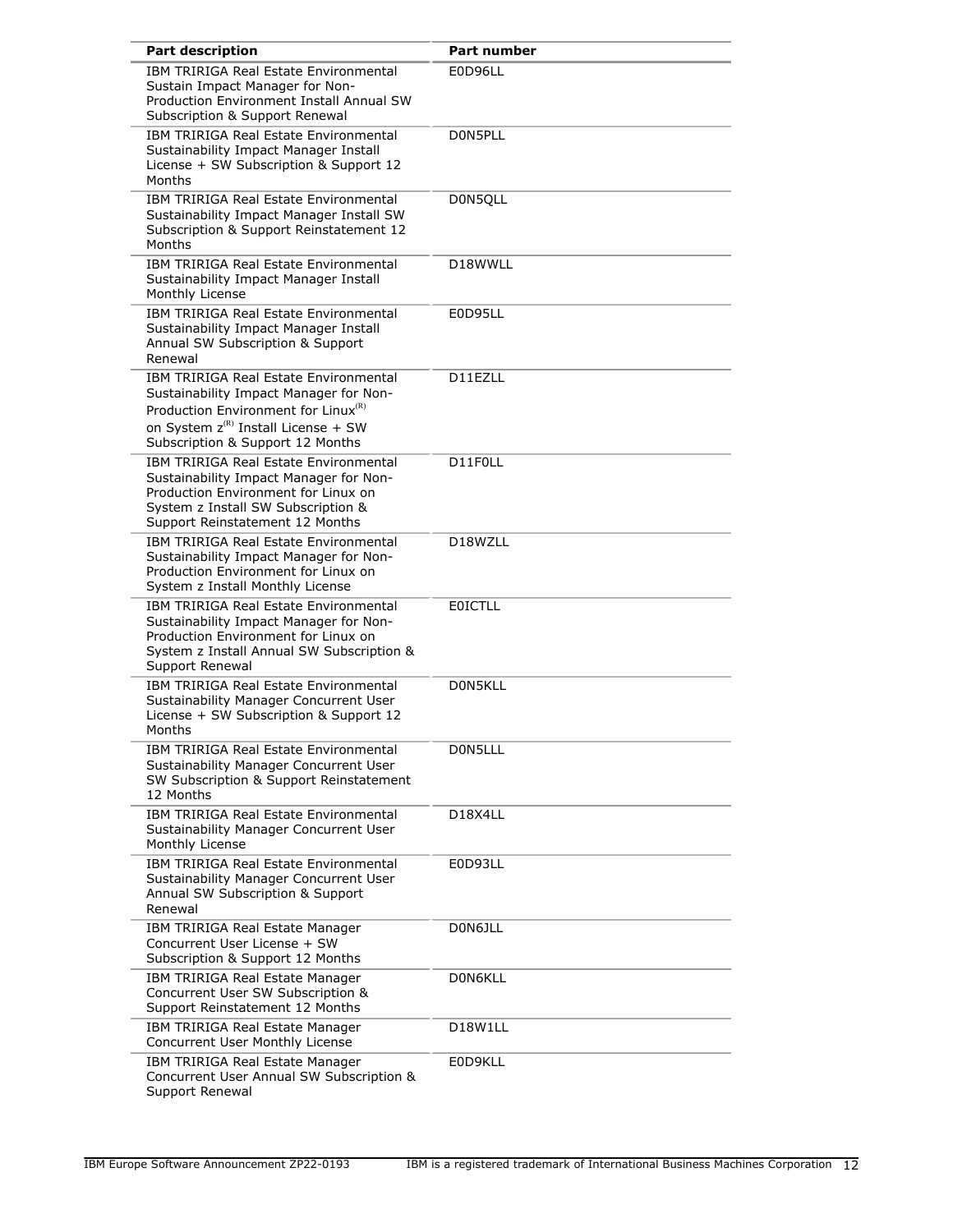| Part description | Part number |
| --- | --- |
| IBM TRIRIGA Real Estate Environmental Sustain Impact Manager for Non-Production Environment Install Annual SW Subscription & Support Renewal | E0D96LL |
| IBM TRIRIGA Real Estate Environmental Sustainability Impact Manager Install License + SW Subscription & Support 12 Months | D0N5PLL |
| IBM TRIRIGA Real Estate Environmental Sustainability Impact Manager Install SW Subscription & Support Reinstatement 12 Months | D0N5QLL |
| IBM TRIRIGA Real Estate Environmental Sustainability Impact Manager Install Monthly License | D18WWLL |
| IBM TRIRIGA Real Estate Environmental Sustainability Impact Manager Install Annual SW Subscription & Support Renewal | E0D95LL |
| IBM TRIRIGA Real Estate Environmental Sustainability Impact Manager for Non-Production Environment for Linux(R) on System z(R) Install License + SW Subscription & Support 12 Months | D11EZLL |
| IBM TRIRIGA Real Estate Environmental Sustainability Impact Manager for Non-Production Environment for Linux on System z Install SW Subscription & Support Reinstatement 12 Months | D11F0LL |
| IBM TRIRIGA Real Estate Environmental Sustainability Impact Manager for Non-Production Environment for Linux on System z Install Monthly License | D18WZLL |
| IBM TRIRIGA Real Estate Environmental Sustainability Impact Manager for Non-Production Environment for Linux on System z Install Annual SW Subscription & Support Renewal | E0ICTLL |
| IBM TRIRIGA Real Estate Environmental Sustainability Manager Concurrent User License + SW Subscription & Support 12 Months | D0N5KLL |
| IBM TRIRIGA Real Estate Environmental Sustainability Manager Concurrent User SW Subscription & Support Reinstatement 12 Months | D0N5LLL |
| IBM TRIRIGA Real Estate Environmental Sustainability Manager Concurrent User Monthly License | D18X4LL |
| IBM TRIRIGA Real Estate Environmental Sustainability Manager Concurrent User Annual SW Subscription & Support Renewal | E0D93LL |
| IBM TRIRIGA Real Estate Manager Concurrent User License + SW Subscription & Support 12 Months | D0N6JLL |
| IBM TRIRIGA Real Estate Manager Concurrent User SW Subscription & Support Reinstatement 12 Months | D0N6KLL |
| IBM TRIRIGA Real Estate Manager Concurrent User Monthly License | D18W1LL |
| IBM TRIRIGA Real Estate Manager Concurrent User Annual SW Subscription & Support Renewal | E0D9KLL |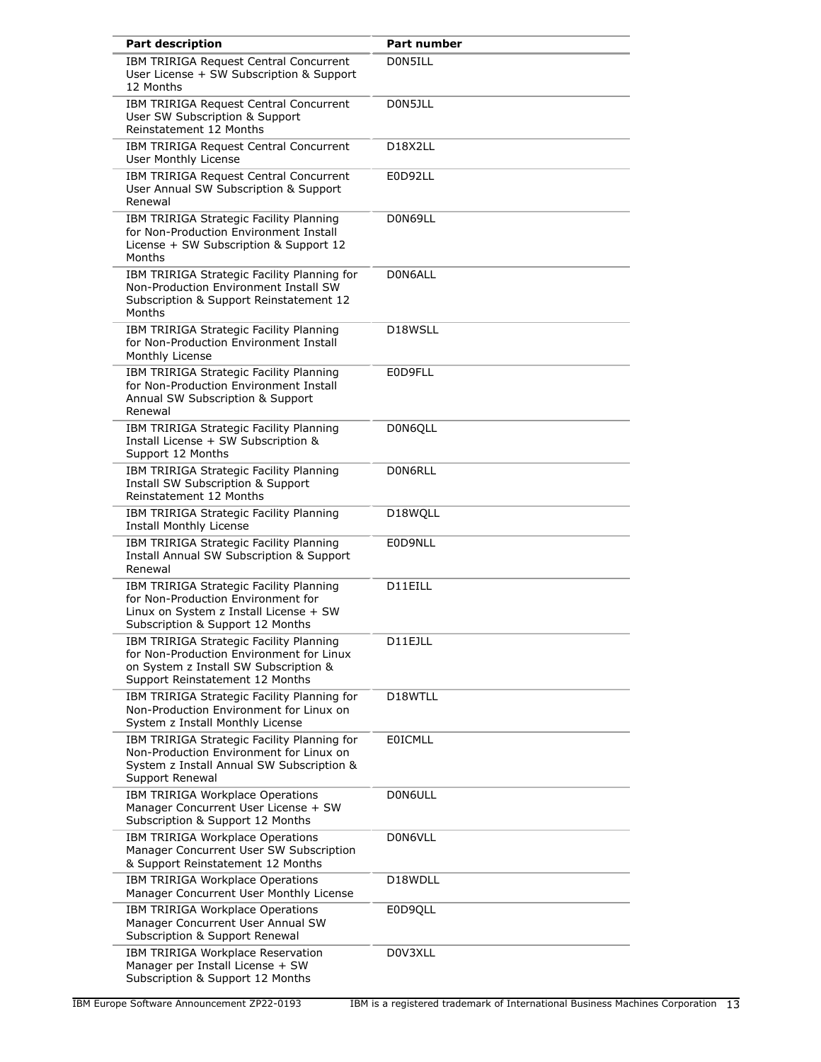| Part description | Part number |
| --- | --- |
| IBM TRIRIGA Request Central Concurrent User License + SW Subscription & Support 12 Months | D0N5ILL |
| IBM TRIRIGA Request Central Concurrent User SW Subscription & Support Reinstatement 12 Months | D0N5JLL |
| IBM TRIRIGA Request Central Concurrent User Monthly License | D18X2LL |
| IBM TRIRIGA Request Central Concurrent User Annual SW Subscription & Support Renewal | E0D92LL |
| IBM TRIRIGA Strategic Facility Planning for Non-Production Environment Install License + SW Subscription & Support 12 Months | D0N69LL |
| IBM TRIRIGA Strategic Facility Planning for Non-Production Environment Install SW Subscription & Support Reinstatement 12 Months | D0N6ALL |
| IBM TRIRIGA Strategic Facility Planning for Non-Production Environment Install Monthly License | D18WSLL |
| IBM TRIRIGA Strategic Facility Planning for Non-Production Environment Install Annual SW Subscription & Support Renewal | E0D9FLL |
| IBM TRIRIGA Strategic Facility Planning Install License + SW Subscription & Support 12 Months | D0N6QLL |
| IBM TRIRIGA Strategic Facility Planning Install SW Subscription & Support Reinstatement 12 Months | D0N6RLL |
| IBM TRIRIGA Strategic Facility Planning Install Monthly License | D18WQLL |
| IBM TRIRIGA Strategic Facility Planning Install Annual SW Subscription & Support Renewal | E0D9NLL |
| IBM TRIRIGA Strategic Facility Planning for Non-Production Environment for Linux on System z Install License + SW Subscription & Support 12 Months | D11EILL |
| IBM TRIRIGA Strategic Facility Planning for Non-Production Environment for Linux on System z Install SW Subscription & Support Reinstatement 12 Months | D11EJLL |
| IBM TRIRIGA Strategic Facility Planning for Non-Production Environment for Linux on System z Install Monthly License | D18WTLL |
| IBM TRIRIGA Strategic Facility Planning for Non-Production Environment for Linux on System z Install Annual SW Subscription & Support Renewal | E0ICMLL |
| IBM TRIRIGA Workplace Operations Manager Concurrent User License + SW Subscription & Support 12 Months | D0N6ULL |
| IBM TRIRIGA Workplace Operations Manager Concurrent User SW Subscription & Support Reinstatement 12 Months | D0N6VLL |
| IBM TRIRIGA Workplace Operations Manager Concurrent User Monthly License | D18WDLL |
| IBM TRIRIGA Workplace Operations Manager Concurrent User Annual SW Subscription & Support Renewal | E0D9QLL |
| IBM TRIRIGA Workplace Reservation Manager per Install License + SW Subscription & Support 12 Months | D0V3XLL |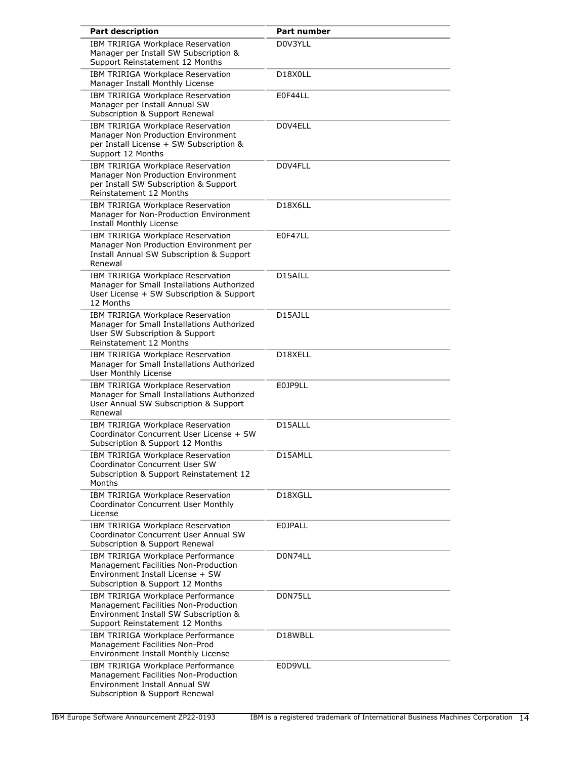| Part description | Part number |
| --- | --- |
| IBM TRIRIGA Workplace Reservation Manager per Install SW Subscription & Support Reinstatement 12 Months | D0V3YLL |
| IBM TRIRIGA Workplace Reservation Manager Install Monthly License | D18X0LL |
| IBM TRIRIGA Workplace Reservation Manager per Install Annual SW Subscription & Support Renewal | E0F44LL |
| IBM TRIRIGA Workplace Reservation Manager Non Production Environment per Install License + SW Subscription & Support 12 Months | D0V4ELL |
| IBM TRIRIGA Workplace Reservation Manager Non Production Environment per Install SW Subscription & Support Reinstatement 12 Months | D0V4FLL |
| IBM TRIRIGA Workplace Reservation Manager for Non-Production Environment Install Monthly License | D18X6LL |
| IBM TRIRIGA Workplace Reservation Manager Non Production Environment per Install Annual SW Subscription & Support Renewal | E0F47LL |
| IBM TRIRIGA Workplace Reservation Manager for Small Installations Authorized User License + SW Subscription & Support 12 Months | D15AILL |
| IBM TRIRIGA Workplace Reservation Manager for Small Installations Authorized User SW Subscription & Support Reinstatement 12 Months | D15AJLL |
| IBM TRIRIGA Workplace Reservation Manager for Small Installations Authorized User Monthly License | D18XELL |
| IBM TRIRIGA Workplace Reservation Manager for Small Installations Authorized User Annual SW Subscription & Support Renewal | E0JP9LL |
| IBM TRIRIGA Workplace Reservation Coordinator Concurrent User License + SW Subscription & Support 12 Months | D15ALLL |
| IBM TRIRIGA Workplace Reservation Coordinator Concurrent User SW Subscription & Support Reinstatement 12 Months | D15AMLL |
| IBM TRIRIGA Workplace Reservation Coordinator Concurrent User Monthly License | D18XGLL |
| IBM TRIRIGA Workplace Reservation Coordinator Concurrent User Annual SW Subscription & Support Renewal | E0JPALL |
| IBM TRIRIGA Workplace Performance Management Facilities Non-Production Environment Install License + SW Subscription & Support 12 Months | D0N74LL |
| IBM TRIRIGA Workplace Performance Management Facilities Non-Production Environment Install SW Subscription & Support Reinstatement 12 Months | D0N75LL |
| IBM TRIRIGA Workplace Performance Management Facilities Non-Prod Environment Install Monthly License | D18WBLL |
| IBM TRIRIGA Workplace Performance Management Facilities Non-Production Environment Install Annual SW Subscription & Support Renewal | E0D9VLL |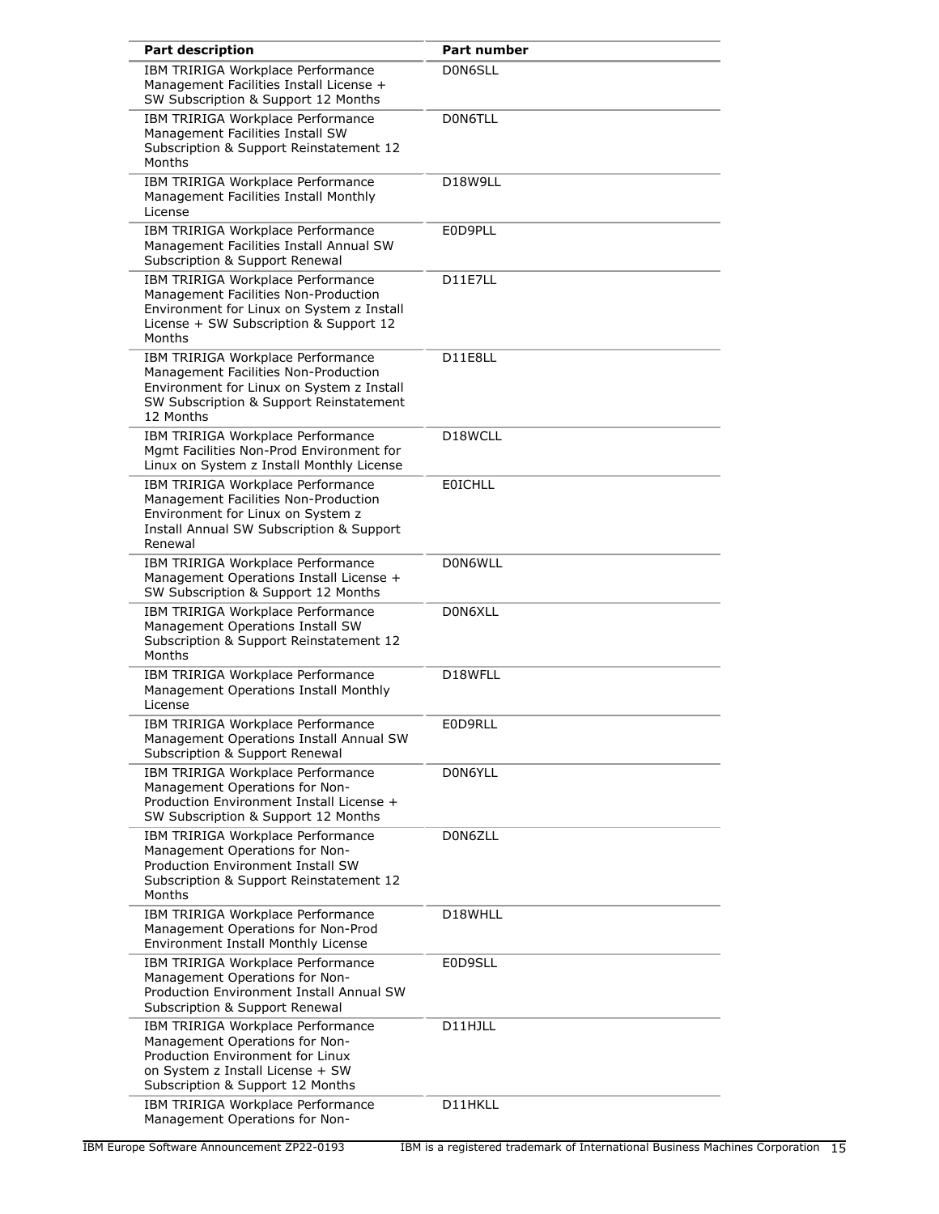| Part description | Part number |
| --- | --- |
| IBM TRIRIGA Workplace Performance Management Facilities Install License + SW Subscription & Support 12 Months | D0N6SLL |
| IBM TRIRIGA Workplace Performance Management Facilities Install SW Subscription & Support Reinstatement 12 Months | D0N6TLL |
| IBM TRIRIGA Workplace Performance Management Facilities Install Monthly License | D18W9LL |
| IBM TRIRIGA Workplace Performance Management Facilities Install Annual SW Subscription & Support Renewal | E0D9PLL |
| IBM TRIRIGA Workplace Performance Management Facilities Non-Production Environment for Linux on System z Install License + SW Subscription & Support 12 Months | D11E7LL |
| IBM TRIRIGA Workplace Performance Management Facilities Non-Production Environment for Linux on System z Install SW Subscription & Support Reinstatement 12 Months | D11E8LL |
| IBM TRIRIGA Workplace Performance Mgmt Facilities Non-Prod Environment for Linux on System z Install Monthly License | D18WCLL |
| IBM TRIRIGA Workplace Performance Management Facilities Non-Production Environment for Linux on System z Install Annual SW Subscription & Support Renewal | E0ICHLL |
| IBM TRIRIGA Workplace Performance Management Operations Install License + SW Subscription & Support 12 Months | D0N6WLL |
| IBM TRIRIGA Workplace Performance Management Operations Install SW Subscription & Support Reinstatement 12 Months | D0N6XLL |
| IBM TRIRIGA Workplace Performance Management Operations Install Monthly License | D18WFLL |
| IBM TRIRIGA Workplace Performance Management Operations Install Annual SW Subscription & Support Renewal | E0D9RLL |
| IBM TRIRIGA Workplace Performance Management Operations for Non-Production Environment Install License + SW Subscription & Support 12 Months | D0N6YLL |
| IBM TRIRIGA Workplace Performance Management Operations for Non-Production Environment Install SW Subscription & Support Reinstatement 12 Months | D0N6ZLL |
| IBM TRIRIGA Workplace Performance Management Operations for Non-Prod Environment Install Monthly License | D18WHLL |
| IBM TRIRIGA Workplace Performance Management Operations for Non-Production Environment Install Annual SW Subscription & Support Renewal | E0D9SLL |
| IBM TRIRIGA Workplace Performance Management Operations for Non-Production Environment for Linux on System z Install License + SW Subscription & Support 12 Months | D11HJLL |
| IBM TRIRIGA Workplace Performance Management Operations for Non- | D11HKLL |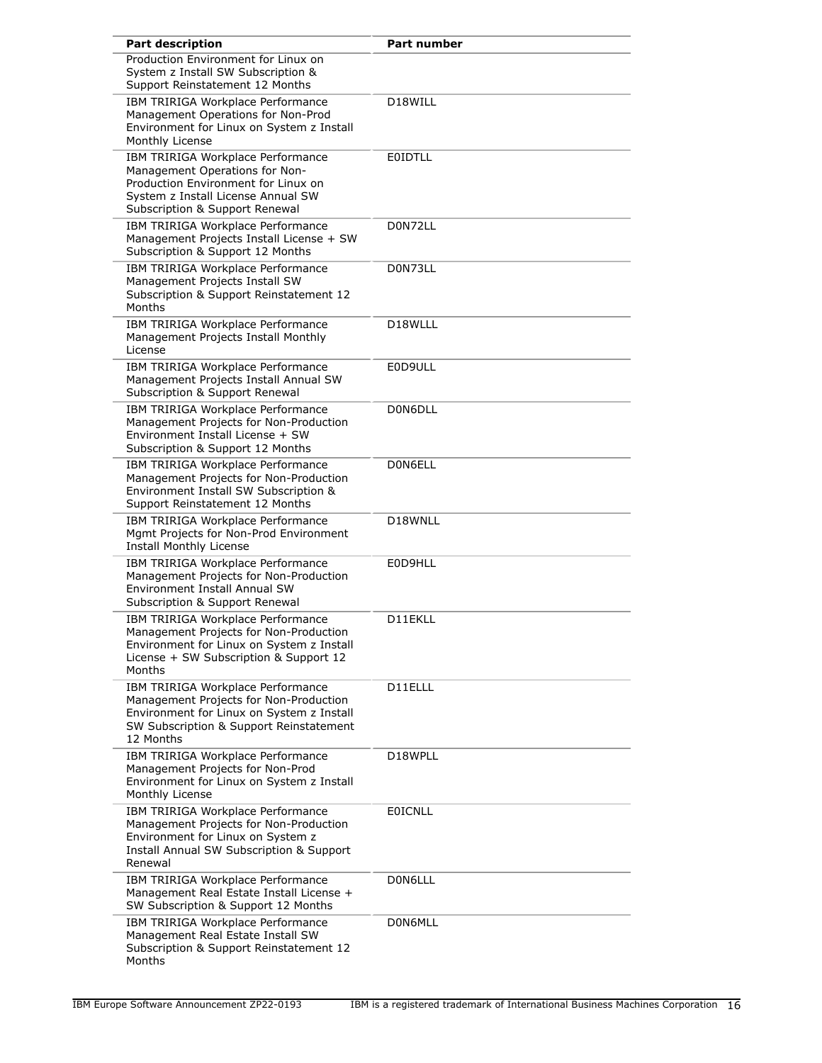| Part description | Part number |
|---|---|
| Production Environment for Linux on System z Install SW Subscription & Support Reinstatement 12 Months | |
| IBM TRIRIGA Workplace Performance Management Operations for Non-Prod Environment for Linux on System z Install Monthly License | D18WILL |
| IBM TRIRIGA Workplace Performance Management Operations for Non-Production Environment for Linux on System z Install License Annual SW Subscription & Support Renewal | E0IDTLL |
| IBM TRIRIGA Workplace Performance Management Projects Install License + SW Subscription & Support 12 Months | D0N72LL |
| IBM TRIRIGA Workplace Performance Management Projects Install SW Subscription & Support Reinstatement 12 Months | D0N73LL |
| IBM TRIRIGA Workplace Performance Management Projects Install Monthly License | D18WLLL |
| IBM TRIRIGA Workplace Performance Management Projects Install Annual SW Subscription & Support Renewal | E0D9ULL |
| IBM TRIRIGA Workplace Performance Management Projects for Non-Production Environment Install License + SW Subscription & Support 12 Months | D0N6DLL |
| IBM TRIRIGA Workplace Performance Management Projects for Non-Production Environment Install SW Subscription & Support Reinstatement 12 Months | D0N6ELL |
| IBM TRIRIGA Workplace Performance Mgmt Projects for Non-Prod Environment Install Monthly License | D18WNLL |
| IBM TRIRIGA Workplace Performance Management Projects for Non-Production Environment Install Annual SW Subscription & Support Renewal | E0D9HLL |
| IBM TRIRIGA Workplace Performance Management Projects for Non-Production Environment for Linux on System z Install License + SW Subscription & Support 12 Months | D11EKLL |
| IBM TRIRIGA Workplace Performance Management Projects for Non-Production Environment for Linux on System z Install SW Subscription & Support Reinstatement 12 Months | D11ELLL |
| IBM TRIRIGA Workplace Performance Management Projects for Non-Prod Environment for Linux on System z Install Monthly License | D18WPLL |
| IBM TRIRIGA Workplace Performance Management Projects for Non-Production Environment for Linux on System z Install Annual SW Subscription & Support Renewal | E0ICNLL |
| IBM TRIRIGA Workplace Performance Management Real Estate Install License + SW Subscription & Support 12 Months | D0N6LLL |
| IBM TRIRIGA Workplace Performance Management Real Estate Install SW Subscription & Support Reinstatement 12 Months | D0N6MLL |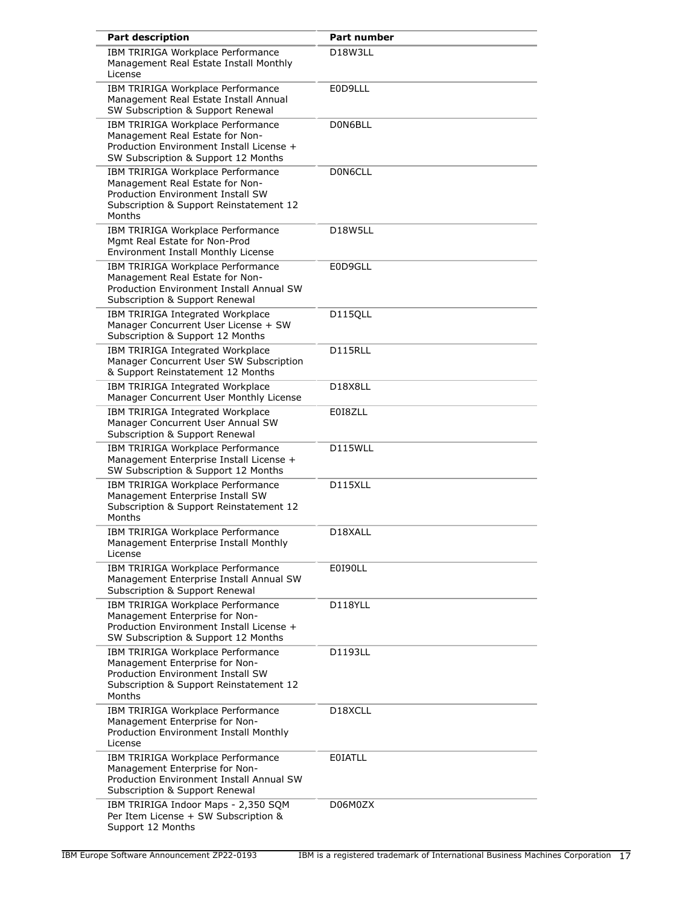| Part description | Part number |
| --- | --- |
| IBM TRIRIGA Workplace Performance Management Real Estate Install Monthly License | D18W3LL |
| IBM TRIRIGA Workplace Performance Management Real Estate Install Annual SW Subscription & Support Renewal | E0D9LLL |
| IBM TRIRIGA Workplace Performance Management Real Estate for Non-Production Environment Install License + SW Subscription & Support 12 Months | D0N6BLL |
| IBM TRIRIGA Workplace Performance Management Real Estate for Non-Production Environment Install SW Subscription & Support Reinstatement 12 Months | D0N6CLL |
| IBM TRIRIGA Workplace Performance Mgmt Real Estate for Non-Prod Environment Install Monthly License | D18W5LL |
| IBM TRIRIGA Workplace Performance Management Real Estate for Non-Production Environment Install Annual SW Subscription & Support Renewal | E0D9GLL |
| IBM TRIRIGA Integrated Workplace Manager Concurrent User License + SW Subscription & Support 12 Months | D115QLL |
| IBM TRIRIGA Integrated Workplace Manager Concurrent User SW Subscription & Support Reinstatement 12 Months | D115RLL |
| IBM TRIRIGA Integrated Workplace Manager Concurrent User Monthly License | D18X8LL |
| IBM TRIRIGA Integrated Workplace Manager Concurrent User Annual SW Subscription & Support Renewal | E0I8ZLL |
| IBM TRIRIGA Workplace Performance Management Enterprise Install License + SW Subscription & Support 12 Months | D115WLL |
| IBM TRIRIGA Workplace Performance Management Enterprise Install SW Subscription & Support Reinstatement 12 Months | D115XLL |
| IBM TRIRIGA Workplace Performance Management Enterprise Install Monthly License | D18XALL |
| IBM TRIRIGA Workplace Performance Management Enterprise Install Annual SW Subscription & Support Renewal | E0I90LL |
| IBM TRIRIGA Workplace Performance Management Enterprise for Non-Production Environment Install License + SW Subscription & Support 12 Months | D118YLL |
| IBM TRIRIGA Workplace Performance Management Enterprise for Non-Production Environment Install SW Subscription & Support Reinstatement 12 Months | D1193LL |
| IBM TRIRIGA Workplace Performance Management Enterprise for Non-Production Environment Install Monthly License | D18XCLL |
| IBM TRIRIGA Workplace Performance Management Enterprise for Non-Production Environment Install Annual SW Subscription & Support Renewal | E0IATLL |
| IBM TRIRIGA Indoor Maps - 2,350 SQM Per Item License + SW Subscription & Support 12 Months | D06M0ZX |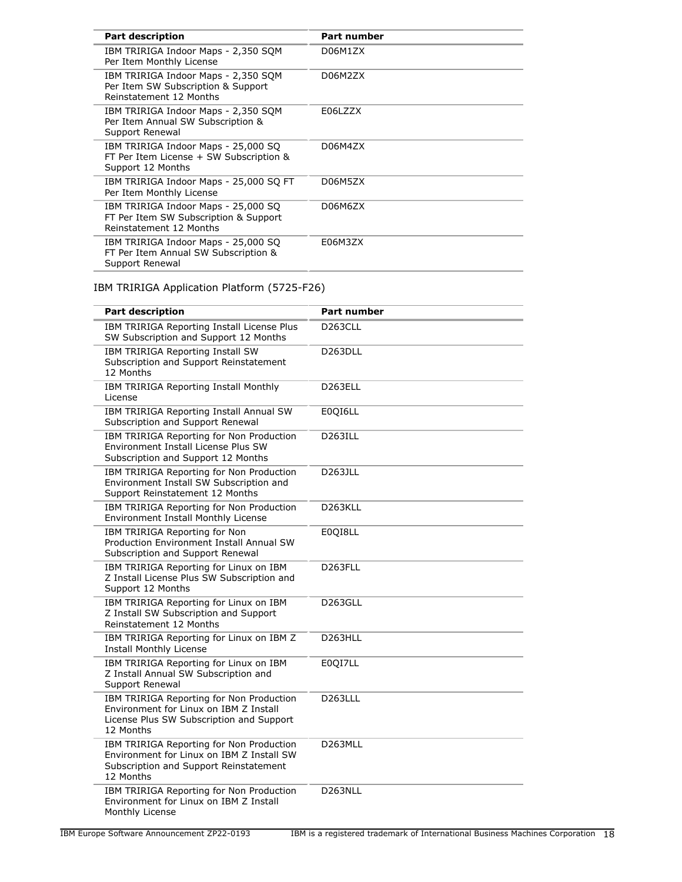| Part description | Part number |
| --- | --- |
| IBM TRIRIGA Indoor Maps - 2,350 SQM Per Item Monthly License | D06M1ZX |
| IBM TRIRIGA Indoor Maps - 2,350 SQM Per Item SW Subscription & Support Reinstatement 12 Months | D06M2ZX |
| IBM TRIRIGA Indoor Maps - 2,350 SQM Per Item Annual SW Subscription & Support Renewal | E06LZZX |
| IBM TRIRIGA Indoor Maps - 25,000 SQ FT Per Item License + SW Subscription & Support 12 Months | D06M4ZX |
| IBM TRIRIGA Indoor Maps - 25,000 SQ FT Per Item Monthly License | D06M5ZX |
| IBM TRIRIGA Indoor Maps - 25,000 SQ FT Per Item SW Subscription & Support Reinstatement 12 Months | D06M6ZX |
| IBM TRIRIGA Indoor Maps - 25,000 SQ FT Per Item Annual SW Subscription & Support Renewal | E06M3ZX |

IBM TRIRIGA Application Platform (5725-F26)

| Part description | Part number |
| --- | --- |
| IBM TRIRIGA Reporting Install License Plus SW Subscription and Support 12 Months | D263CLL |
| IBM TRIRIGA Reporting Install SW Subscription and Support Reinstatement 12 Months | D263DLL |
| IBM TRIRIGA Reporting Install Monthly License | D263ELL |
| IBM TRIRIGA Reporting Install Annual SW Subscription and Support Renewal | E0QI6LL |
| IBM TRIRIGA Reporting for Non Production Environment Install License Plus SW Subscription and Support 12 Months | D263ILL |
| IBM TRIRIGA Reporting for Non Production Environment Install SW Subscription and Support Reinstatement 12 Months | D263JLL |
| IBM TRIRIGA Reporting for Non Production Environment Install Monthly License | D263KLL |
| IBM TRIRIGA Reporting for Non Production Environment Install Annual SW Subscription and Support Renewal | E0QI8LL |
| IBM TRIRIGA Reporting for Linux on IBM Z Install License Plus SW Subscription and Support 12 Months | D263FLL |
| IBM TRIRIGA Reporting for Linux on IBM Z Install SW Subscription and Support Reinstatement 12 Months | D263GLL |
| IBM TRIRIGA Reporting for Linux on IBM Z Install Monthly License | D263HLL |
| IBM TRIRIGA Reporting for Linux on IBM Z Install Annual SW Subscription and Support Renewal | E0QI7LL |
| IBM TRIRIGA Reporting for Non Production Environment for Linux on IBM Z Install License Plus SW Subscription and Support 12 Months | D263LLL |
| IBM TRIRIGA Reporting for Non Production Environment for Linux on IBM Z Install SW Subscription and Support Reinstatement 12 Months | D263MLL |
| IBM TRIRIGA Reporting for Non Production Environment for Linux on IBM Z Install Monthly License | D263NLL |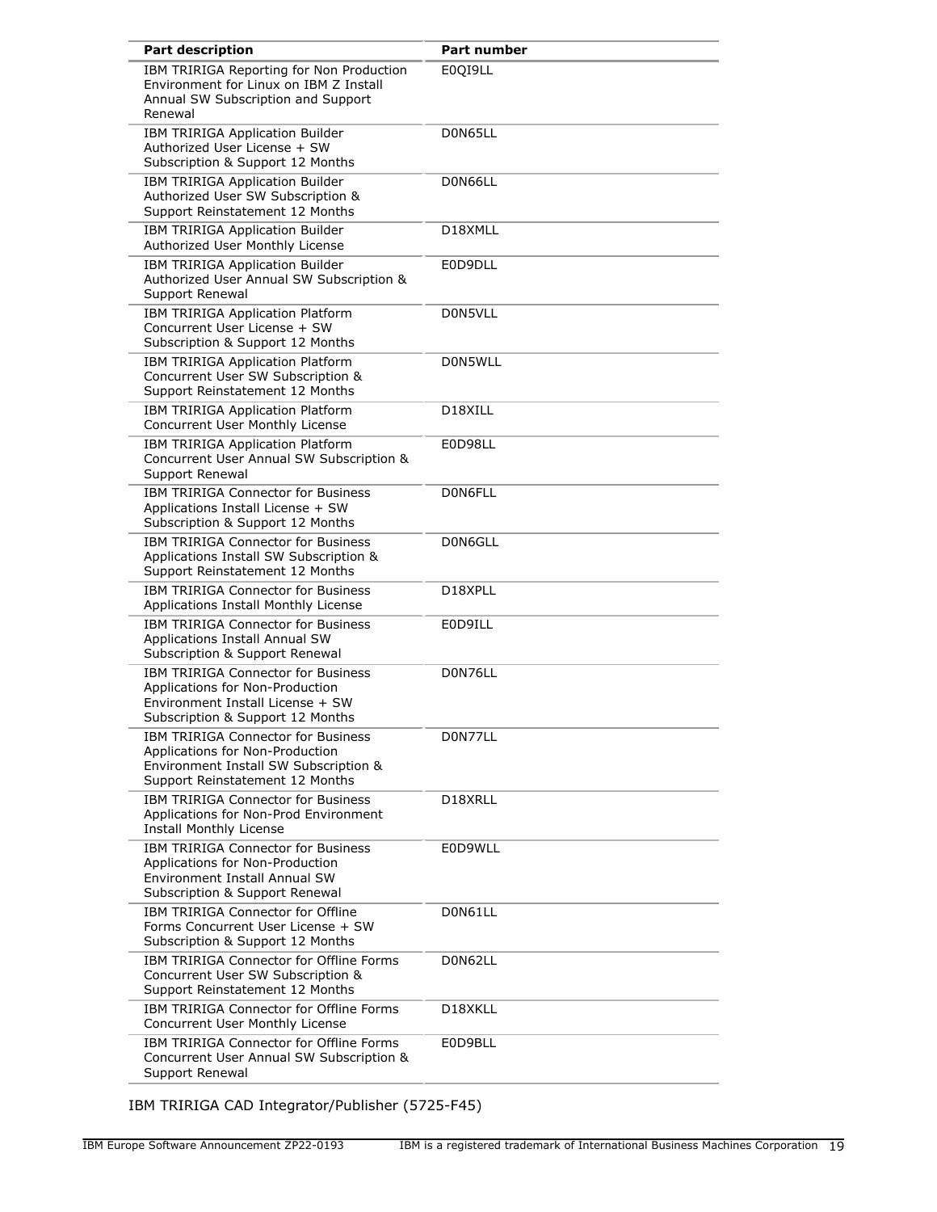| Part description | Part number |
|---|---|
| IBM TRIRIGA Reporting for Non Production Environment for Linux on IBM Z Install Annual SW Subscription and Support Renewal | E0QI9LL |
| IBM TRIRIGA Application Builder Authorized User License + SW Subscription & Support 12 Months | D0N65LL |
| IBM TRIRIGA Application Builder Authorized User SW Subscription & Support Reinstatement 12 Months | D0N66LL |
| IBM TRIRIGA Application Builder Authorized User Monthly License | D18XMLL |
| IBM TRIRIGA Application Builder Authorized User Annual SW Subscription & Support Renewal | E0D9DLL |
| IBM TRIRIGA Application Platform Concurrent User License + SW Subscription & Support 12 Months | D0N5VLL |
| IBM TRIRIGA Application Platform Concurrent User SW Subscription & Support Reinstatement 12 Months | D0N5WLL |
| IBM TRIRIGA Application Platform Concurrent User Monthly License | D18XILL |
| IBM TRIRIGA Application Platform Concurrent User Annual SW Subscription & Support Renewal | E0D98LL |
| IBM TRIRIGA Connector for Business Applications Install License + SW Subscription & Support 12 Months | D0N6FLL |
| IBM TRIRIGA Connector for Business Applications Install SW Subscription & Support Reinstatement 12 Months | D0N6GLL |
| IBM TRIRIGA Connector for Business Applications Install Monthly License | D18XPLL |
| IBM TRIRIGA Connector for Business Applications Install Annual SW Subscription & Support Renewal | E0D9ILL |
| IBM TRIRIGA Connector for Business Applications for Non-Production Environment Install License + SW Subscription & Support 12 Months | D0N76LL |
| IBM TRIRIGA Connector for Business Applications for Non-Production Environment Install SW Subscription & Support Reinstatement 12 Months | D0N77LL |
| IBM TRIRIGA Connector for Business Applications for Non-Prod Environment Install Monthly License | D18XRLL |
| IBM TRIRIGA Connector for Business Applications for Non-Production Environment Install Annual SW Subscription & Support Renewal | E0D9WLL |
| IBM TRIRIGA Connector for Offline Forms Concurrent User License + SW Subscription & Support 12 Months | D0N61LL |
| IBM TRIRIGA Connector for Offline Forms Concurrent User SW Subscription & Support Reinstatement 12 Months | D0N62LL |
| IBM TRIRIGA Connector for Offline Forms Concurrent User Monthly License | D18XKLL |
| IBM TRIRIGA Connector for Offline Forms Concurrent User Annual SW Subscription & Support Renewal | E0D9BLL |

IBM TRIRIGA CAD Integrator/Publisher (5725-F45)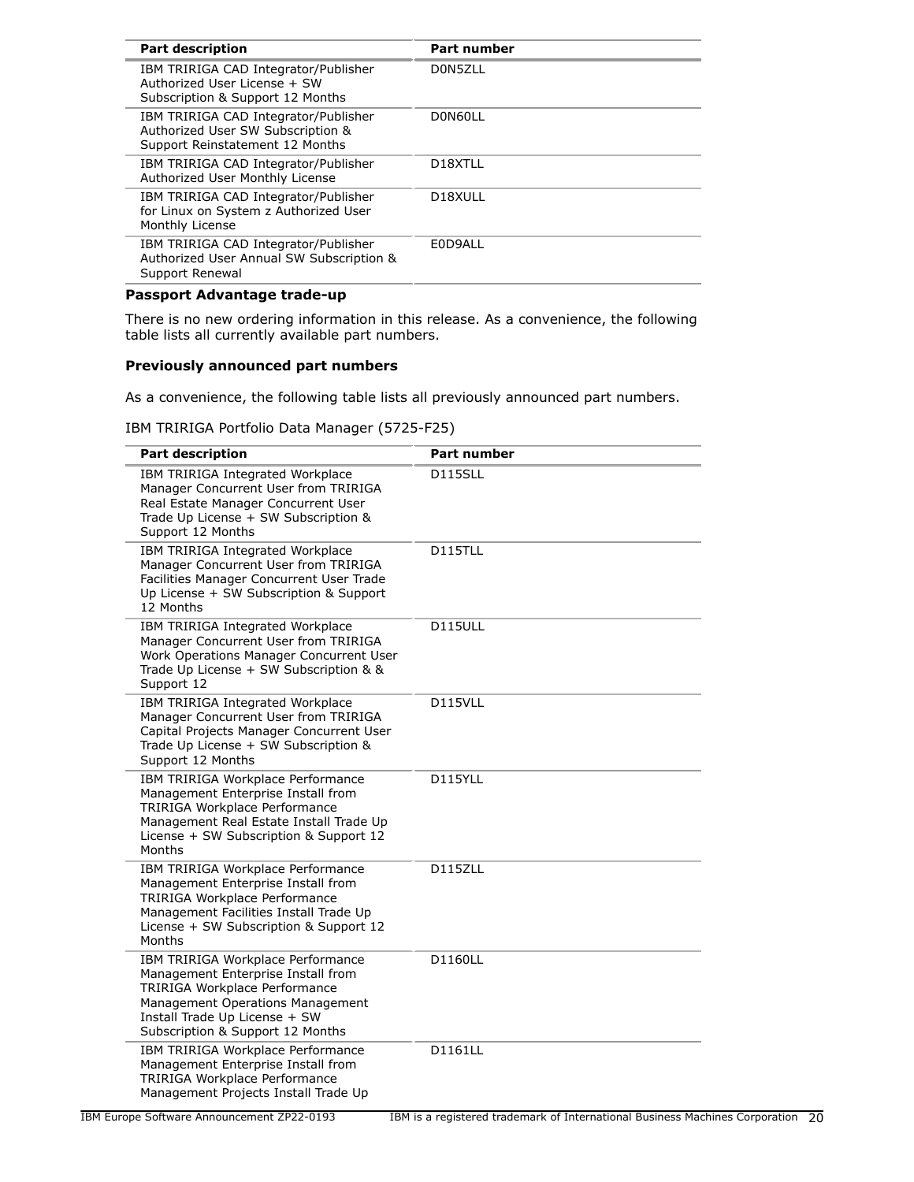| Part description | Part number |
|---|---|
| IBM TRIRIGA CAD Integrator/Publisher Authorized User License + SW Subscription & Support 12 Months | D0N5ZLL |
| IBM TRIRIGA CAD Integrator/Publisher Authorized User SW Subscription & Support Reinstatement 12 Months | D0N60LL |
| IBM TRIRIGA CAD Integrator/Publisher Authorized User Monthly License | D18XTLL |
| IBM TRIRIGA CAD Integrator/Publisher for Linux on System z Authorized User Monthly License | D18XULL |
| IBM TRIRIGA CAD Integrator/Publisher Authorized User Annual SW Subscription & Support Renewal | E0D9ALL |

**Passport Advantage trade-up**

There is no new ordering information in this release. As a convenience, the following table lists all currently available part numbers.

**Previously announced part numbers**

As a convenience, the following table lists all previously announced part numbers.

IBM TRIRIGA Portfolio Data Manager (5725-F25)

| Part description | Part number |
|---|---|
| IBM TRIRIGA Integrated Workplace Manager Concurrent User from TRIRIGA Real Estate Manager Concurrent User Trade Up License + SW Subscription & Support 12 Months | D115SLL |
| IBM TRIRIGA Integrated Workplace Manager Concurrent User from TRIRIGA Facilities Manager Concurrent User Trade Up License + SW Subscription & Support 12 Months | D115TLL |
| IBM TRIRIGA Integrated Workplace Manager Concurrent User from TRIRIGA Work Operations Manager Concurrent User Trade Up License + SW Subscription & & Support 12 | D115ULL |
| IBM TRIRIGA Integrated Workplace Manager Concurrent User from TRIRIGA Capital Projects Manager Concurrent User Trade Up License + SW Subscription & Support 12 Months | D115VLL |
| IBM TRIRIGA Workplace Performance Management Enterprise Install from TRIRIGA Workplace Performance Management Real Estate Install Trade Up License + SW Subscription & Support 12 Months | D115YLL |
| IBM TRIRIGA Workplace Performance Management Enterprise Install from TRIRIGA Workplace Performance Management Facilities Install Trade Up License + SW Subscription & Support 12 Months | D115ZLL |
| IBM TRIRIGA Workplace Performance Management Enterprise Install from TRIRIGA Workplace Performance Management Operations Management Install Trade Up License + SW Subscription & Support 12 Months | D1160LL |
| IBM TRIRIGA Workplace Performance Management Enterprise Install from TRIRIGA Workplace Performance Management Projects Install Trade Up | D1161LL |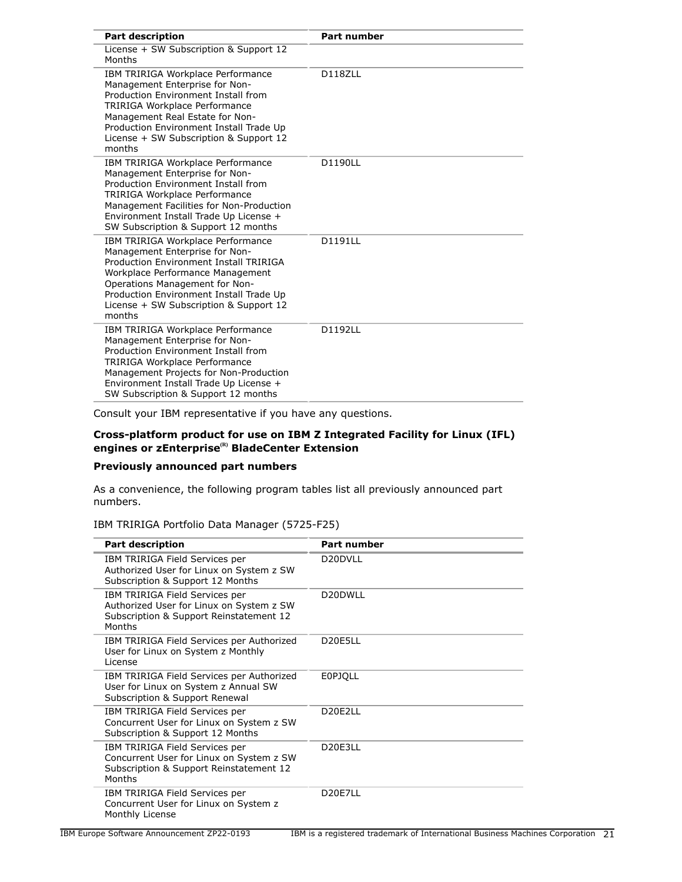| Part description | Part number |
| --- | --- |
| License + SW Subscription & Support 12 Months | |
| IBM TRIRIGA Workplace Performance Management Enterprise for Non-Production Environment Install from TRIRIGA Workplace Performance Management Real Estate for Non-Production Environment Install Trade Up License + SW Subscription & Support 12 months | D118ZLL |
| IBM TRIRIGA Workplace Performance Management Enterprise for Non-Production Environment Install from TRIRIGA Workplace Performance Management Facilities for Non-Production Environment Install Trade Up License + SW Subscription & Support 12 months | D1190LL |
| IBM TRIRIGA Workplace Performance Management Enterprise for Non-Production Environment Install TRIRIGA Workplace Performance Management Operations Management for Non-Production Environment Install Trade Up License + SW Subscription & Support 12 months | D1191LL |
| IBM TRIRIGA Workplace Performance Management Enterprise for Non-Production Environment Install from TRIRIGA Workplace Performance Management Projects for Non-Production Environment Install Trade Up License + SW Subscription & Support 12 months | D1192LL |

Consult your IBM representative if you have any questions.

### Cross-platform product for use on IBM Z Integrated Facility for Linux (IFL) engines or zEnterprise(R) BladeCenter Extension

### Previously announced part numbers

As a convenience, the following program tables list all previously announced part numbers.

IBM TRIRIGA Portfolio Data Manager (5725-F25)

| Part description | Part number |
| --- | --- |
| IBM TRIRIGA Field Services per Authorized User for Linux on System z SW Subscription & Support 12 Months | D20DVLL |
| IBM TRIRIGA Field Services per Authorized User for Linux on System z SW Subscription & Support Reinstatement 12 Months | D20DWLL |
| IBM TRIRIGA Field Services per Authorized User for Linux on System z Monthly License | D20E5LL |
| IBM TRIRIGA Field Services per Authorized User for Linux on System z Annual SW Subscription & Support Renewal | E0PJQLL |
| IBM TRIRIGA Field Services per Concurrent User for Linux on System z SW Subscription & Support 12 Months | D20E2LL |
| IBM TRIRIGA Field Services per Concurrent User for Linux on System z SW Subscription & Support Reinstatement 12 Months | D20E3LL |
| IBM TRIRIGA Field Services per Concurrent User for Linux on System z Monthly License | D20E7LL |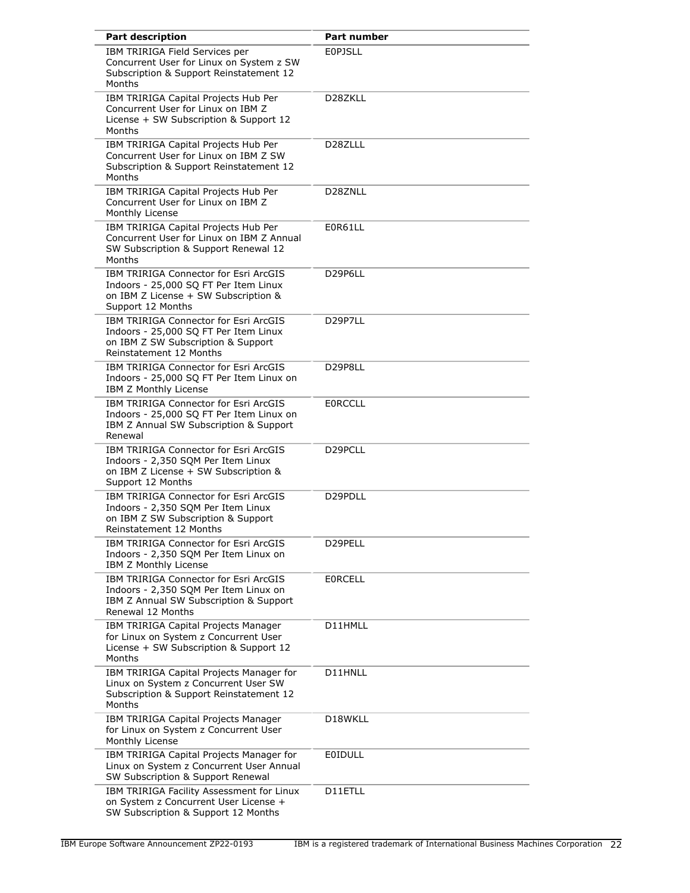| Part description | Part number |
| --- | --- |
| IBM TRIRIGA Field Services per Concurrent User for Linux on System z SW Subscription & Support Reinstatement 12 Months | E0PJSLL |
| IBM TRIRIGA Capital Projects Hub Per Concurrent User for Linux on IBM Z License + SW Subscription & Support 12 Months | D28ZKLL |
| IBM TRIRIGA Capital Projects Hub Per Concurrent User for Linux on IBM Z SW Subscription & Support Reinstatement 12 Months | D28ZLLL |
| IBM TRIRIGA Capital Projects Hub Per Concurrent User for Linux on IBM Z Monthly License | D28ZNLL |
| IBM TRIRIGA Capital Projects Hub Per Concurrent User for Linux on IBM Z Annual SW Subscription & Support Renewal 12 Months | E0R61LL |
| IBM TRIRIGA Connector for Esri ArcGIS Indoors - 25,000 SQ FT Per Item Linux on IBM Z License + SW Subscription & Support 12 Months | D29P6LL |
| IBM TRIRIGA Connector for Esri ArcGIS Indoors - 25,000 SQ FT Per Item Linux on IBM Z SW Subscription & Support Reinstatement 12 Months | D29P7LL |
| IBM TRIRIGA Connector for Esri ArcGIS Indoors - 25,000 SQ FT Per Item Linux on IBM Z Monthly License | D29P8LL |
| IBM TRIRIGA Connector for Esri ArcGIS Indoors - 25,000 SQ FT Per Item Linux on IBM Z Annual SW Subscription & Support Renewal | E0RCCLL |
| IBM TRIRIGA Connector for Esri ArcGIS Indoors - 2,350 SQM Per Item Linux on IBM Z License + SW Subscription & Support 12 Months | D29PCLL |
| IBM TRIRIGA Connector for Esri ArcGIS Indoors - 2,350 SQM Per Item Linux on IBM Z SW Subscription & Support Reinstatement 12 Months | D29PDLL |
| IBM TRIRIGA Connector for Esri ArcGIS Indoors - 2,350 SQM Per Item Linux on IBM Z Monthly License | D29PELL |
| IBM TRIRIGA Connector for Esri ArcGIS Indoors - 2,350 SQM Per Item Linux on IBM Z Annual SW Subscription & Support Renewal 12 Months | E0RCELL |
| IBM TRIRIGA Capital Projects Manager for Linux on System z Concurrent User License + SW Subscription & Support 12 Months | D11HMLL |
| IBM TRIRIGA Capital Projects Manager for Linux on System z Concurrent User SW Subscription & Support Reinstatement 12 Months | D11HNLL |
| IBM TRIRIGA Capital Projects Manager for Linux on System z Concurrent User Monthly License | D18WKLL |
| IBM TRIRIGA Capital Projects Manager for Linux on System z Concurrent User Annual SW Subscription & Support Renewal | E0IDULL |
| IBM TRIRIGA Facility Assessment for Linux on System z Concurrent User License + SW Subscription & Support 12 Months | D11ETLL |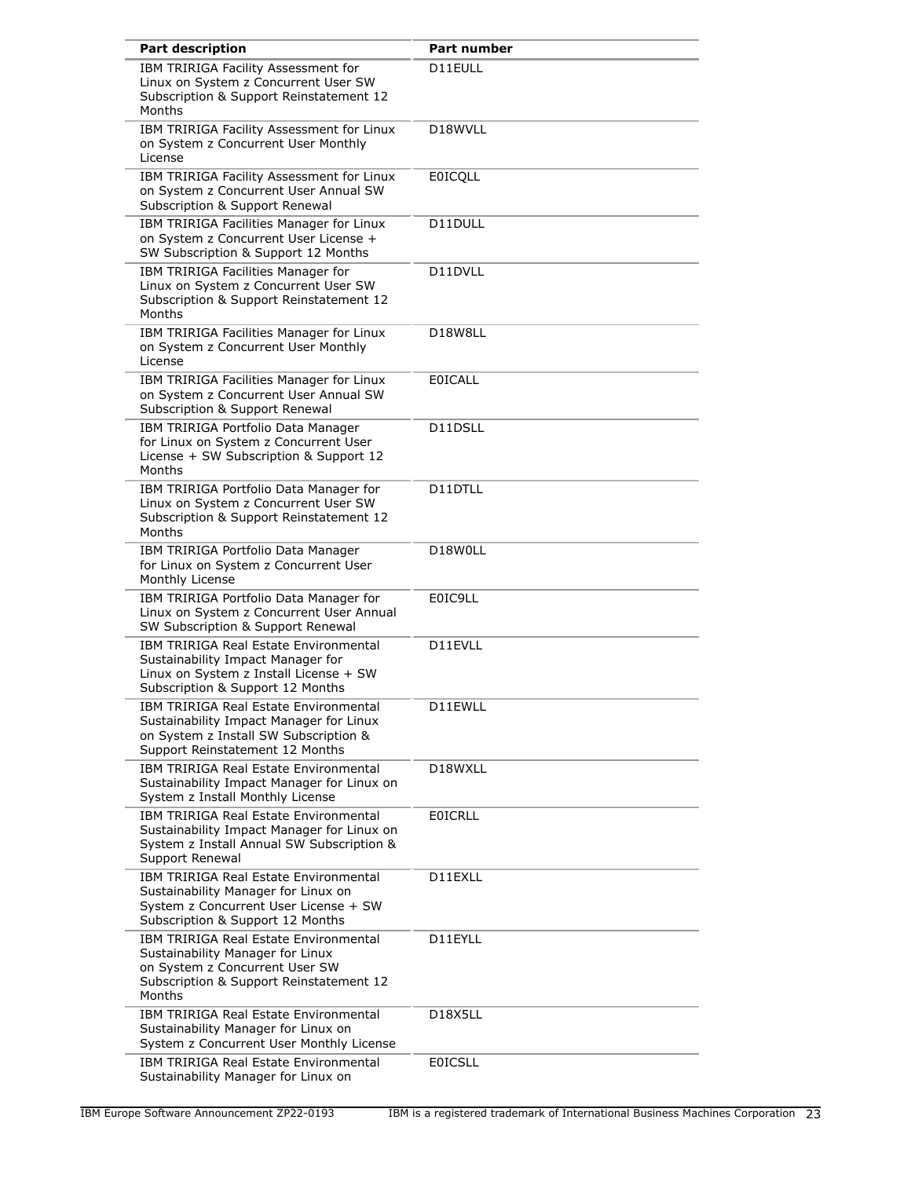| Part description | Part number |
|---|---|
| IBM TRIRIGA Facility Assessment for Linux on System z Concurrent User SW Subscription & Support Reinstatement 12 Months | D11EULL |
| IBM TRIRIGA Facility Assessment for Linux on System z Concurrent User Monthly License | D18WVLL |
| IBM TRIRIGA Facility Assessment for Linux on System z Concurrent User Annual SW Subscription & Support Renewal | E0ICQLL |
| IBM TRIRIGA Facilities Manager for Linux on System z Concurrent User License + SW Subscription & Support 12 Months | D11DULL |
| IBM TRIRIGA Facilities Manager for Linux on System z Concurrent User SW Subscription & Support Reinstatement 12 Months | D11DVLL |
| IBM TRIRIGA Facilities Manager for Linux on System z Concurrent User Monthly License | D18W8LL |
| IBM TRIRIGA Facilities Manager for Linux on System z Concurrent User Annual SW Subscription & Support Renewal | E0ICALL |
| IBM TRIRIGA Portfolio Data Manager for Linux on System z Concurrent User License + SW Subscription & Support 12 Months | D11DSLL |
| IBM TRIRIGA Portfolio Data Manager for Linux on System z Concurrent User SW Subscription & Support Reinstatement 12 Months | D11DTLL |
| IBM TRIRIGA Portfolio Data Manager for Linux on System z Concurrent User Monthly License | D18W0LL |
| IBM TRIRIGA Portfolio Data Manager for Linux on System z Concurrent User Annual SW Subscription & Support Renewal | E0IC9LL |
| IBM TRIRIGA Real Estate Environmental Sustainability Impact Manager for Linux on System z Install License + SW Subscription & Support 12 Months | D11EVLL |
| IBM TRIRIGA Real Estate Environmental Sustainability Impact Manager for Linux on System z Install SW Subscription & Support Reinstatement 12 Months | D11EWLL |
| IBM TRIRIGA Real Estate Environmental Sustainability Impact Manager for Linux on System z Install Monthly License | D18WXLL |
| IBM TRIRIGA Real Estate Environmental Sustainability Impact Manager for Linux on System z Install Annual SW Subscription & Support Renewal | E0ICRLL |
| IBM TRIRIGA Real Estate Environmental Sustainability Manager for Linux on System z Concurrent User License + SW Subscription & Support 12 Months | D11EXLL |
| IBM TRIRIGA Real Estate Environmental Sustainability Manager for Linux on System z Concurrent User SW Subscription & Support Reinstatement 12 Months | D11EYLL |
| IBM TRIRIGA Real Estate Environmental Sustainability Manager for Linux on System z Concurrent User Monthly License | D18X5LL |
| IBM TRIRIGA Real Estate Environmental Sustainability Manager for Linux on | E0ICSLL |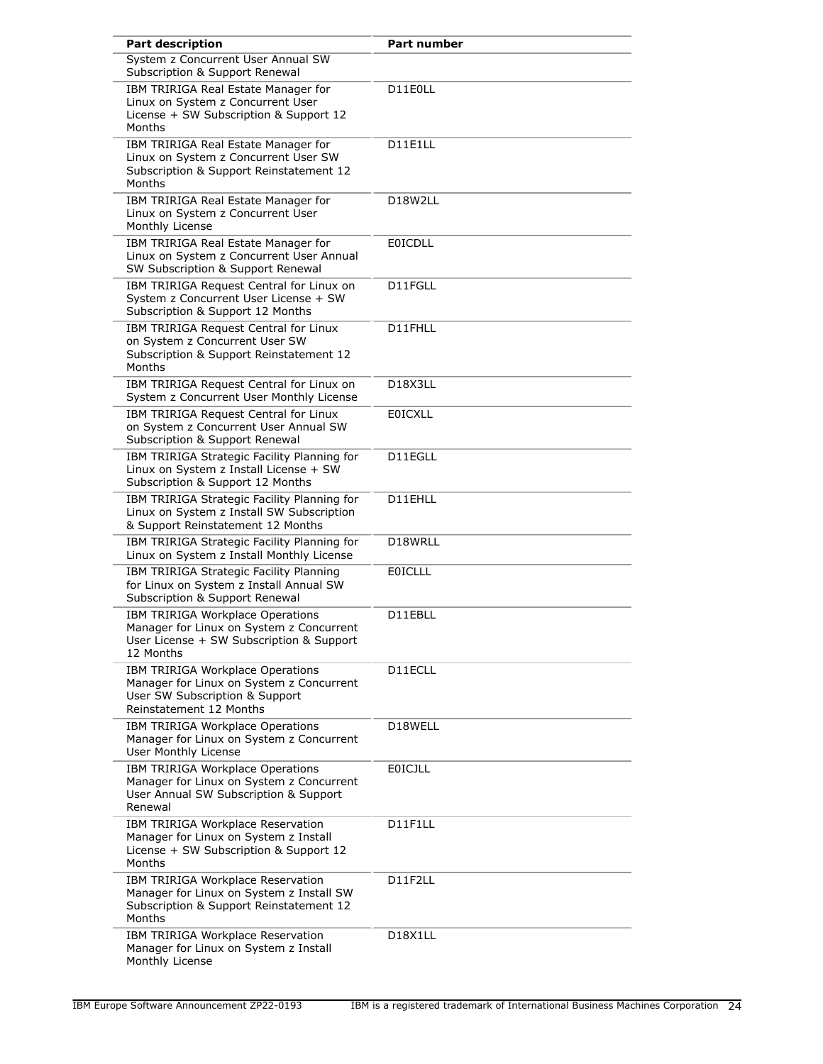| Part description | Part number |
| --- | --- |
| System z Concurrent User Annual SW Subscription & Support Renewal | |
| IBM TRIRIGA Real Estate Manager for Linux on System z Concurrent User License + SW Subscription & Support 12 Months | D11E0LL |
| IBM TRIRIGA Real Estate Manager for Linux on System z Concurrent User SW Subscription & Support Reinstatement 12 Months | D11E1LL |
| IBM TRIRIGA Real Estate Manager for Linux on System z Concurrent User Monthly License | D18W2LL |
| IBM TRIRIGA Real Estate Manager for Linux on System z Concurrent User Annual SW Subscription & Support Renewal | E0ICDLL |
| IBM TRIRIGA Request Central for Linux on System z Concurrent User License + SW Subscription & Support 12 Months | D11FGLL |
| IBM TRIRIGA Request Central for Linux on System z Concurrent User SW Subscription & Support Reinstatement 12 Months | D11FHLL |
| IBM TRIRIGA Request Central for Linux on System z Concurrent User Monthly License | D18X3LL |
| IBM TRIRIGA Request Central for Linux on System z Concurrent User Annual SW Subscription & Support Renewal | E0ICXLL |
| IBM TRIRIGA Strategic Facility Planning for Linux on System z Install License + SW Subscription & Support 12 Months | D11EGLL |
| IBM TRIRIGA Strategic Facility Planning for Linux on System z Install SW Subscription & Support Reinstatement 12 Months | D11EHLL |
| IBM TRIRIGA Strategic Facility Planning for Linux on System z Install Monthly License | D18WRLL |
| IBM TRIRIGA Strategic Facility Planning for Linux on System z Install Annual SW Subscription & Support Renewal | E0ICLLL |
| IBM TRIRIGA Workplace Operations Manager for Linux on System z Concurrent User License + SW Subscription & Support 12 Months | D11EBLL |
| IBM TRIRIGA Workplace Operations Manager for Linux on System z Concurrent User SW Subscription & Support Reinstatement 12 Months | D11ECLL |
| IBM TRIRIGA Workplace Operations Manager for Linux on System z Concurrent User Monthly License | D18WELL |
| IBM TRIRIGA Workplace Operations Manager for Linux on System z Concurrent User Annual SW Subscription & Support Renewal | E0ICJLL |
| IBM TRIRIGA Workplace Reservation Manager for Linux on System z Install License + SW Subscription & Support 12 Months | D11F1LL |
| IBM TRIRIGA Workplace Reservation Manager for Linux on System z Install SW Subscription & Support Reinstatement 12 Months | D11F2LL |
| IBM TRIRIGA Workplace Reservation Manager for Linux on System z Install Monthly License | D18X1LL |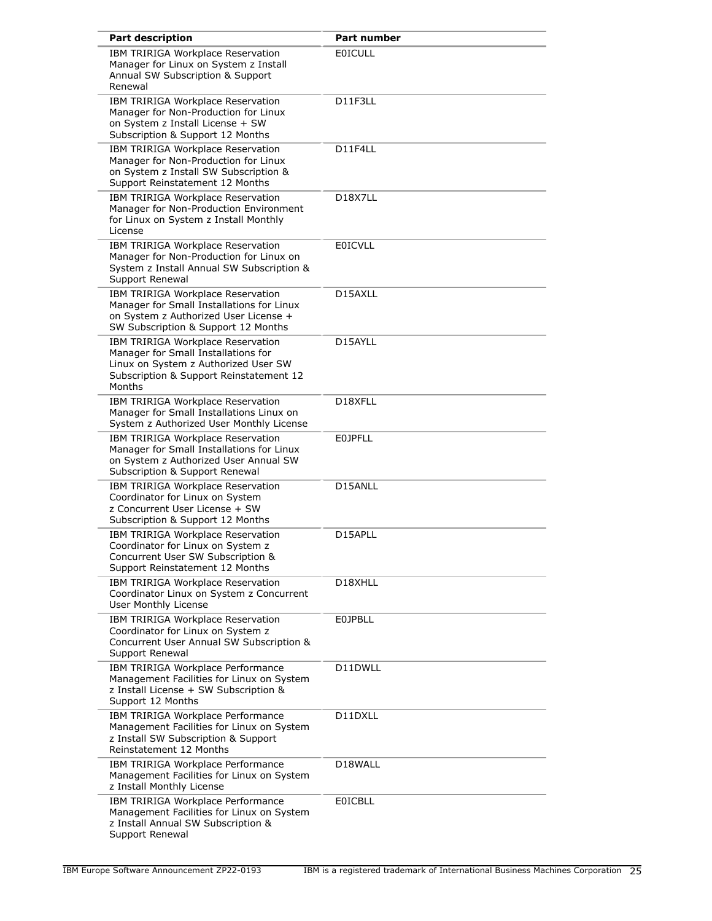| Part description | Part number |
| --- | --- |
| IBM TRIRIGA Workplace Reservation Manager for Linux on System z Install Annual SW Subscription & Support Renewal | E0ICULL |
| IBM TRIRIGA Workplace Reservation Manager for Non-Production for Linux on System z Install License + SW Subscription & Support 12 Months | D11F3LL |
| IBM TRIRIGA Workplace Reservation Manager for Non-Production for Linux on System z Install SW Subscription & Support Reinstatement 12 Months | D11F4LL |
| IBM TRIRIGA Workplace Reservation Manager for Non-Production Environment for Linux on System z Install Monthly License | D18X7LL |
| IBM TRIRIGA Workplace Reservation Manager for Non-Production for Linux on System z Install Annual SW Subscription & Support Renewal | E0ICVLL |
| IBM TRIRIGA Workplace Reservation Manager for Small Installations for Linux on System z Authorized User License + SW Subscription & Support 12 Months | D15AXLL |
| IBM TRIRIGA Workplace Reservation Manager for Small Installations for Linux on System z Authorized User SW Subscription & Support Reinstatement 12 Months | D15AYLL |
| IBM TRIRIGA Workplace Reservation Manager for Small Installations Linux on System z Authorized User Monthly License | D18XFLL |
| IBM TRIRIGA Workplace Reservation Manager for Small Installations for Linux on System z Authorized User Annual SW Subscription & Support Renewal | E0JPFLL |
| IBM TRIRIGA Workplace Reservation Coordinator for Linux on System z Concurrent User License + SW Subscription & Support 12 Months | D15ANLL |
| IBM TRIRIGA Workplace Reservation Coordinator for Linux on System z Concurrent User SW Subscription & Support Reinstatement 12 Months | D15APLL |
| IBM TRIRIGA Workplace Reservation Coordinator Linux on System z Concurrent User Monthly License | D18XHLL |
| IBM TRIRIGA Workplace Reservation Coordinator for Linux on System z Concurrent User Annual SW Subscription & Support Renewal | E0JPBLL |
| IBM TRIRIGA Workplace Performance Management Facilities for Linux on System z Install License + SW Subscription & Support 12 Months | D11DWLL |
| IBM TRIRIGA Workplace Performance Management Facilities for Linux on System z Install SW Subscription & Support Reinstatement 12 Months | D11DXLL |
| IBM TRIRIGA Workplace Performance Management Facilities for Linux on System z Install Monthly License | D18WALL |
| IBM TRIRIGA Workplace Performance Management Facilities for Linux on System z Install Annual SW Subscription & Support Renewal | E0ICBLL |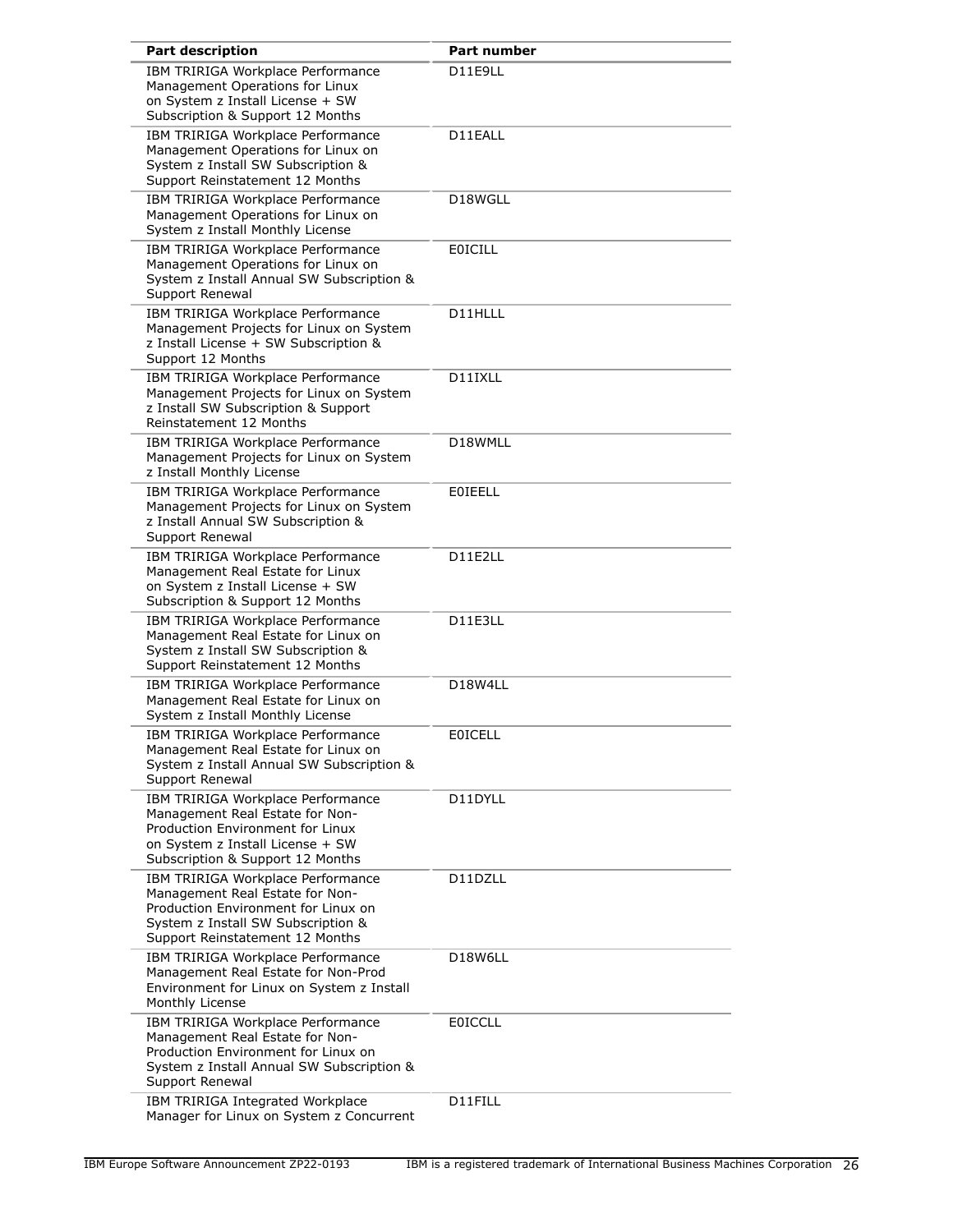| Part description | Part number |
| --- | --- |
| IBM TRIRIGA Workplace Performance Management Operations for Linux on System z Install License + SW Subscription & Support 12 Months | D11E9LL |
| IBM TRIRIGA Workplace Performance Management Operations for Linux on System z Install SW Subscription & Support Reinstatement 12 Months | D11EALL |
| IBM TRIRIGA Workplace Performance Management Operations for Linux on System z Install Monthly License | D18WGLL |
| IBM TRIRIGA Workplace Performance Management Operations for Linux on System z Install Annual SW Subscription & Support Renewal | E0ICILL |
| IBM TRIRIGA Workplace Performance Management Projects for Linux on System z Install License + SW Subscription & Support 12 Months | D11HLLL |
| IBM TRIRIGA Workplace Performance Management Projects for Linux on System z Install SW Subscription & Support Reinstatement 12 Months | D11IXLL |
| IBM TRIRIGA Workplace Performance Management Projects for Linux on System z Install Monthly License | D18WMLL |
| IBM TRIRIGA Workplace Performance Management Projects for Linux on System z Install Annual SW Subscription & Support Renewal | E0IEELL |
| IBM TRIRIGA Workplace Performance Management Real Estate for Linux on System z Install License + SW Subscription & Support 12 Months | D11E2LL |
| IBM TRIRIGA Workplace Performance Management Real Estate for Linux on System z Install SW Subscription & Support Reinstatement 12 Months | D11E3LL |
| IBM TRIRIGA Workplace Performance Management Real Estate for Linux on System z Install Monthly License | D18W4LL |
| IBM TRIRIGA Workplace Performance Management Real Estate for Linux on System z Install Annual SW Subscription & Support Renewal | E0ICELL |
| IBM TRIRIGA Workplace Performance Management Real Estate for Non-Production Environment for Linux on System z Install License + SW Subscription & Support 12 Months | D11DYLL |
| IBM TRIRIGA Workplace Performance Management Real Estate for Non-Production Environment for Linux on System z Install SW Subscription & Support Reinstatement 12 Months | D11DZLL |
| IBM TRIRIGA Workplace Performance Management Real Estate for Non-Prod Environment for Linux on System z Install Monthly License | D18W6LL |
| IBM TRIRIGA Workplace Performance Management Real Estate for Non-Production Environment for Linux on System z Install Annual SW Subscription & Support Renewal | E0ICCLL |
| IBM TRIRIGA Integrated Workplace Manager for Linux on System z Concurrent | D11FILL |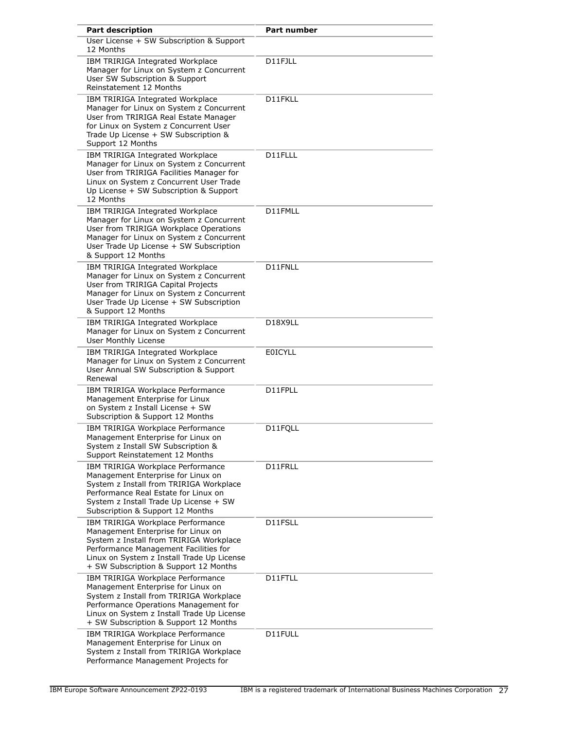| Part description | Part number |
| --- | --- |
| User License + SW Subscription & Support 12 Months | |
| IBM TRIRIGA Integrated Workplace Manager for Linux on System z Concurrent User SW Subscription & Support Reinstatement 12 Months | D11FJLL |
| IBM TRIRIGA Integrated Workplace Manager for Linux on System z Concurrent User from TRIRIGA Real Estate Manager for Linux on System z Concurrent User Trade Up License + SW Subscription & Support 12 Months | D11FKLL |
| IBM TRIRIGA Integrated Workplace Manager for Linux on System z Concurrent User from TRIRIGA Facilities Manager for Linux on System z Concurrent User Trade Up License + SW Subscription & Support 12 Months | D11FLLL |
| IBM TRIRIGA Integrated Workplace Manager for Linux on System z Concurrent User from TRIRIGA Workplace Operations Manager for Linux on System z Concurrent User Trade Up License + SW Subscription & Support 12 Months | D11FMLL |
| IBM TRIRIGA Integrated Workplace Manager for Linux on System z Concurrent User from TRIRIGA Capital Projects Manager for Linux on System z Concurrent User Trade Up License + SW Subscription & Support 12 Months | D11FNLL |
| IBM TRIRIGA Integrated Workplace Manager for Linux on System z Concurrent User Monthly License | D18X9LL |
| IBM TRIRIGA Integrated Workplace Manager for Linux on System z Concurrent User Annual SW Subscription & Support Renewal | E0ICYLL |
| IBM TRIRIGA Workplace Performance Management Enterprise for Linux on System z Install License + SW Subscription & Support 12 Months | D11FPLL |
| IBM TRIRIGA Workplace Performance Management Enterprise for Linux on System z Install SW Subscription & Support Reinstatement 12 Months | D11FQLL |
| IBM TRIRIGA Workplace Performance Management Enterprise for Linux on System z Install from TRIRIGA Workplace Performance Real Estate for Linux on System z Install Trade Up License + SW Subscription & Support 12 Months | D11FRLL |
| IBM TRIRIGA Workplace Performance Management Enterprise for Linux on System z Install from TRIRIGA Workplace Performance Management Facilities for Linux on System z Install Trade Up License + SW Subscription & Support 12 Months | D11FSLL |
| IBM TRIRIGA Workplace Performance Management Enterprise for Linux on System z Install from TRIRIGA Workplace Performance Operations Management for Linux on System z Install Trade Up License + SW Subscription & Support 12 Months | D11FTLL |
| IBM TRIRIGA Workplace Performance Management Enterprise for Linux on System z Install from TRIRIGA Workplace Performance Management Projects for | D11FULL |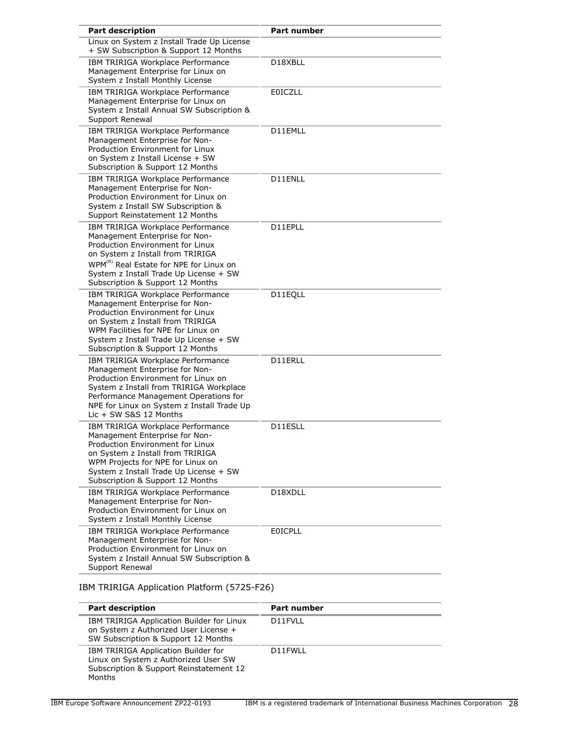| Part description | Part number |
|---|---|
| Linux on System z Install Trade Up License + SW Subscription & Support 12 Months | |
| IBM TRIRIGA Workplace Performance Management Enterprise for Linux on System z Install Monthly License | D18XBLL |
| IBM TRIRIGA Workplace Performance Management Enterprise for Linux on System z Install Annual SW Subscription & Support Renewal | E0ICZLL |
| IBM TRIRIGA Workplace Performance Management Enterprise for Non-Production Environment for Linux on System z Install License + SW Subscription & Support 12 Months | D11EMLL |
| IBM TRIRIGA Workplace Performance Management Enterprise for Non-Production Environment for Linux on System z Install SW Subscription & Support Reinstatement 12 Months | D11ENLL |
| IBM TRIRIGA Workplace Performance Management Enterprise for Non-Production Environment for Linux on System z Install from TRIRIGA WPM(R) Real Estate for NPE for Linux on System z Install Trade Up License + SW Subscription & Support 12 Months | D11EPLL |
| IBM TRIRIGA Workplace Performance Management Enterprise for Non-Production Environment for Linux on System z Install from TRIRIGA WPM Facilities for NPE for Linux on System z Install Trade Up License + SW Subscription & Support 12 Months | D11EQLL |
| IBM TRIRIGA Workplace Performance Management Enterprise for Non-Production Environment for Linux on System z Install from TRIRIGA Workplace Performance Management Operations for NPE for Linux on System z Install Trade Up Lic + SW S&S 12 Months | D11ERLL |
| IBM TRIRIGA Workplace Performance Management Enterprise for Non-Production Environment for Linux on System z Install from TRIRIGA WPM Projects for NPE for Linux on System z Install Trade Up License + SW Subscription & Support 12 Months | D11ESLL |
| IBM TRIRIGA Workplace Performance Management Enterprise for Non-Production Environment for Linux on System z Install Monthly License | D18XDLL |
| IBM TRIRIGA Workplace Performance Management Enterprise for Non-Production Environment for Linux on System z Install Annual SW Subscription & Support Renewal | E0ICPLL |

IBM TRIRIGA Application Platform (5725-F26)

| Part description | Part number |
|---|---|
| IBM TRIRIGA Application Builder for Linux on System z Authorized User License + SW Subscription & Support 12 Months | D11FVLL |
| IBM TRIRIGA Application Builder for Linux on System z Authorized User SW Subscription & Support Reinstatement 12 Months | D11FWLL |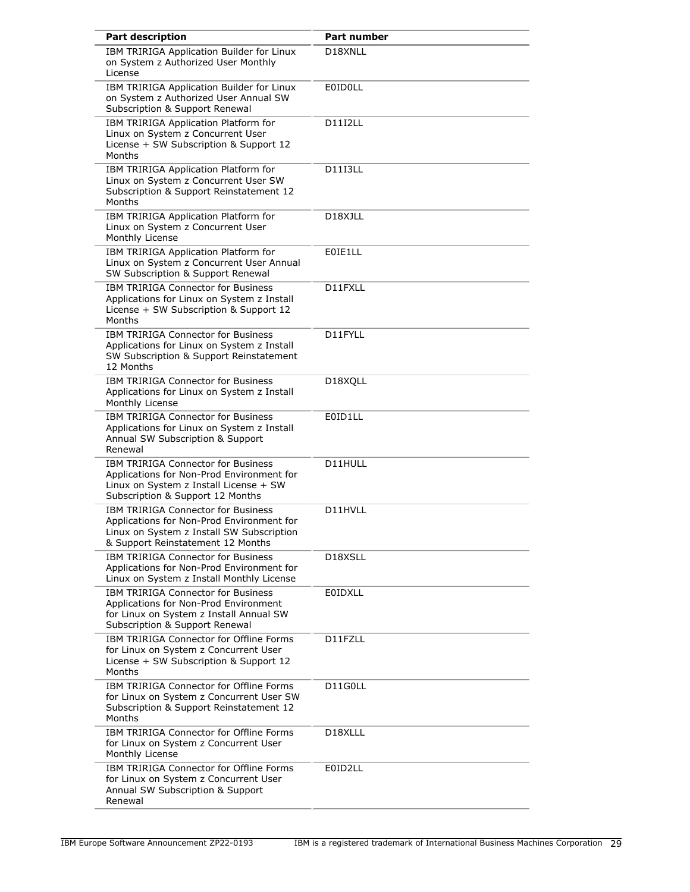| Part description | Part number |
| --- | --- |
| IBM TRIRIGA Application Builder for Linux on System z Authorized User Monthly License | D18XNLL |
| IBM TRIRIGA Application Builder for Linux on System z Authorized User Annual SW Subscription & Support Renewal | E0ID0LL |
| IBM TRIRIGA Application Platform for Linux on System z Concurrent User License + SW Subscription & Support 12 Months | D11I2LL |
| IBM TRIRIGA Application Platform for Linux on System z Concurrent User SW Subscription & Support Reinstatement 12 Months | D11I3LL |
| IBM TRIRIGA Application Platform for Linux on System z Concurrent User Monthly License | D18XJLL |
| IBM TRIRIGA Application Platform for Linux on System z Concurrent User Annual SW Subscription & Support Renewal | E0IE1LL |
| IBM TRIRIGA Connector for Business Applications for Linux on System z Install License + SW Subscription & Support 12 Months | D11FXLL |
| IBM TRIRIGA Connector for Business Applications for Linux on System z Install SW Subscription & Support Reinstatement 12 Months | D11FYLL |
| IBM TRIRIGA Connector for Business Applications for Linux on System z Install Monthly License | D18XQLL |
| IBM TRIRIGA Connector for Business Applications for Linux on System z Install Annual SW Subscription & Support Renewal | E0ID1LL |
| IBM TRIRIGA Connector for Business Applications for Non-Prod Environment for Linux on System z Install License + SW Subscription & Support 12 Months | D11HULL |
| IBM TRIRIGA Connector for Business Applications for Non-Prod Environment for Linux on System z Install SW Subscription & Support Reinstatement 12 Months | D11HVLL |
| IBM TRIRIGA Connector for Business Applications for Non-Prod Environment for Linux on System z Install Monthly License | D18XSLL |
| IBM TRIRIGA Connector for Business Applications for Non-Prod Environment for Linux on System z Install Annual SW Subscription & Support Renewal | E0IDXLL |
| IBM TRIRIGA Connector for Offline Forms for Linux on System z Concurrent User License + SW Subscription & Support 12 Months | D11FZLL |
| IBM TRIRIGA Connector for Offline Forms for Linux on System z Concurrent User SW Subscription & Support Reinstatement 12 Months | D11G0LL |
| IBM TRIRIGA Connector for Offline Forms for Linux on System z Concurrent User Monthly License | D18XLLL |
| IBM TRIRIGA Connector for Offline Forms for Linux on System z Concurrent User Annual SW Subscription & Support Renewal | E0ID2LL |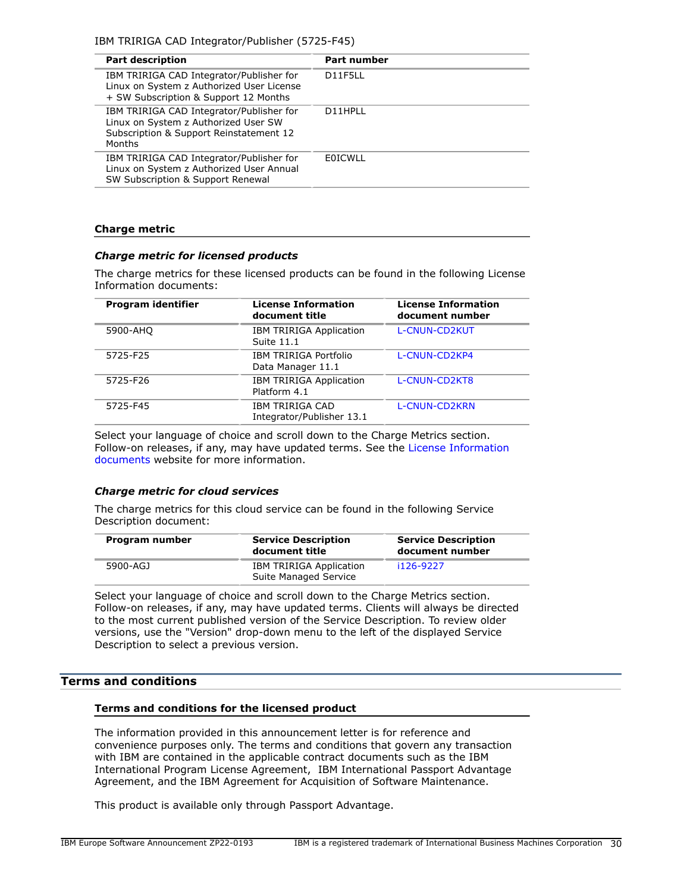IBM TRIRIGA CAD Integrator/Publisher (5725-F45)

| Part description | Part number |
| --- | --- |
| IBM TRIRIGA CAD Integrator/Publisher for Linux on System z Authorized User License + SW Subscription & Support 12 Months | D11F5LL |
| IBM TRIRIGA CAD Integrator/Publisher for Linux on System z Authorized User SW Subscription & Support Reinstatement 12 Months | D11HPLL |
| IBM TRIRIGA CAD Integrator/Publisher for Linux on System z Authorized User Annual SW Subscription & Support Renewal | E0ICWLL |

### Charge metric

#### *Charge metric for licensed products*

The charge metrics for these licensed products can be found in the following License Information documents:

| Program identifier | License Information document title | License Information document number |
| --- | --- | --- |
| 5900-AHQ | IBM TRIRIGA Application Suite 11.1 | L-CNUN-CD2KUT |
| 5725-F25 | IBM TRIRIGA Portfolio Data Manager 11.1 | L-CNUN-CD2KP4 |
| 5725-F26 | IBM TRIRIGA Application Platform 4.1 | L-CNUN-CD2KT8 |
| 5725-F45 | IBM TRIRIGA CAD Integrator/Publisher 13.1 | L-CNUN-CD2KRN |

Select your language of choice and scroll down to the Charge Metrics section. Follow-on releases, if any, may have updated terms. See the License Information documents website for more information.

#### *Charge metric for cloud services*

The charge metrics for this cloud service can be found in the following Service Description document:

| Program number | Service Description document title | Service Description document number |
| --- | --- | --- |
| 5900-AGJ | IBM TRIRIGA Application Suite Managed Service | i126-9227 |

Select your language of choice and scroll down to the Charge Metrics section. Follow-on releases, if any, may have updated terms. Clients will always be directed to the most current published version of the Service Description. To review older versions, use the "Version" drop-down menu to the left of the displayed Service Description to select a previous version.

## Terms and conditions

### Terms and conditions for the licensed product

The information provided in this announcement letter is for reference and convenience purposes only. The terms and conditions that govern any transaction with IBM are contained in the applicable contract documents such as the IBM International Program License Agreement, IBM International Passport Advantage Agreement, and the IBM Agreement for Acquisition of Software Maintenance.

This product is available only through Passport Advantage.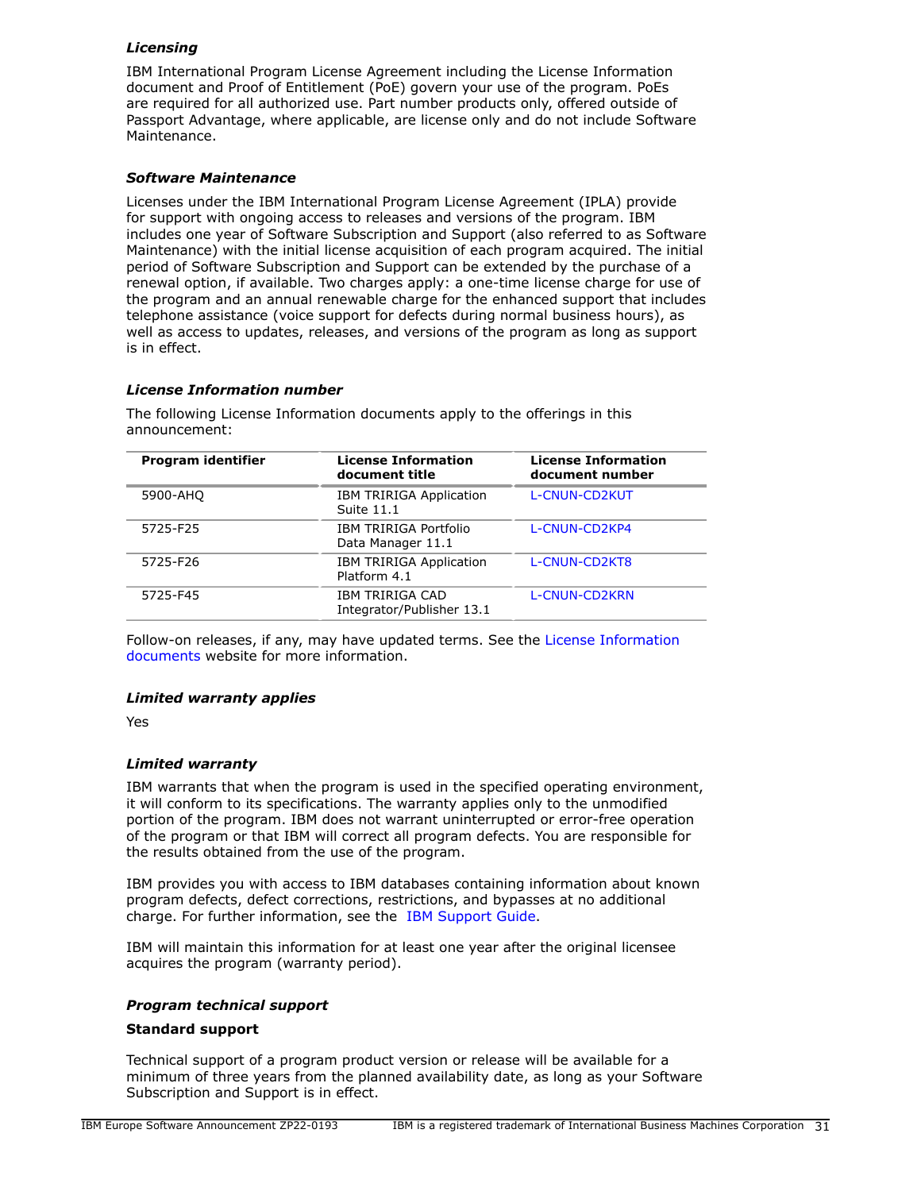### *Licensing*

IBM International Program License Agreement including the License Information document and Proof of Entitlement (PoE) govern your use of the program. PoEs are required for all authorized use. Part number products only, offered outside of Passport Advantage, where applicable, are license only and do not include Software Maintenance.

### *Software Maintenance*

Licenses under the IBM International Program License Agreement (IPLA) provide for support with ongoing access to releases and versions of the program. IBM includes one year of Software Subscription and Support (also referred to as Software Maintenance) with the initial license acquisition of each program acquired. The initial period of Software Subscription and Support can be extended by the purchase of a renewal option, if available. Two charges apply: a one-time license charge for use of the program and an annual renewable charge for the enhanced support that includes telephone assistance (voice support for defects during normal business hours), as well as access to updates, releases, and versions of the program as long as support is in effect.

### *License Information number*

The following License Information documents apply to the offerings in this announcement:

| Program identifier | License Information document title | License Information document number |
|---|---|---|
| 5900-AHQ | IBM TRIRIGA Application Suite 11.1 | L-CNUN-CD2KUT |
| 5725-F25 | IBM TRIRIGA Portfolio Data Manager 11.1 | L-CNUN-CD2KP4 |
| 5725-F26 | IBM TRIRIGA Application Platform 4.1 | L-CNUN-CD2KT8 |
| 5725-F45 | IBM TRIRIGA CAD Integrator/Publisher 13.1 | L-CNUN-CD2KRN |

Follow-on releases, if any, may have updated terms. See the License Information documents website for more information.

### *Limited warranty applies*

Yes

### *Limited warranty*

IBM warrants that when the program is used in the specified operating environment, it will conform to its specifications. The warranty applies only to the unmodified portion of the program. IBM does not warrant uninterrupted or error-free operation of the program or that IBM will correct all program defects. You are responsible for the results obtained from the use of the program.

IBM provides you with access to IBM databases containing information about known program defects, defect corrections, restrictions, and bypasses at no additional charge. For further information, see the IBM Support Guide.

IBM will maintain this information for at least one year after the original licensee acquires the program (warranty period).

### *Program technical support*

**Standard support**

Technical support of a program product version or release will be available for a minimum of three years from the planned availability date, as long as your Software Subscription and Support is in effect.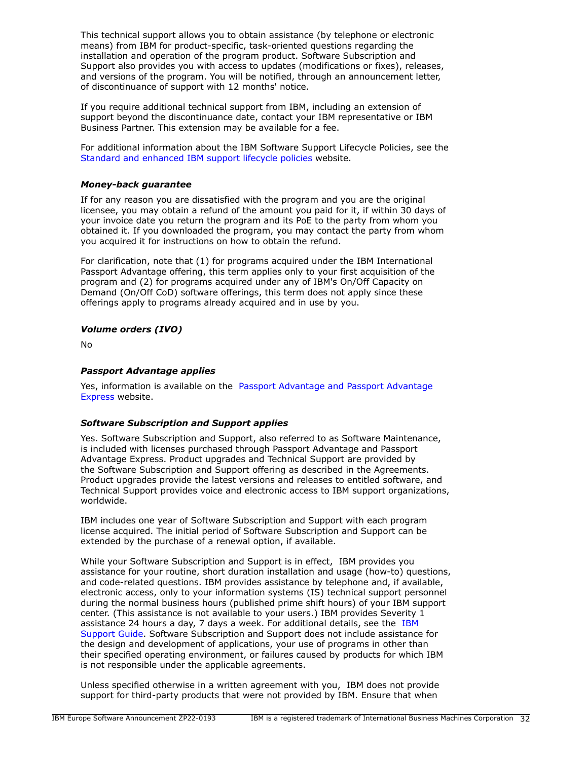This technical support allows you to obtain assistance (by telephone or electronic means) from IBM for product-specific, task-oriented questions regarding the installation and operation of the program product. Software Subscription and Support also provides you with access to updates (modifications or fixes), releases, and versions of the program. You will be notified, through an announcement letter, of discontinuance of support with 12 months' notice.

If you require additional technical support from IBM, including an extension of support beyond the discontinuance date, contact your IBM representative or IBM Business Partner. This extension may be available for a fee.

For additional information about the IBM Software Support Lifecycle Policies, see the Standard and enhanced IBM support lifecycle policies website.

#### *Money-back guarantee*

If for any reason you are dissatisfied with the program and you are the original licensee, you may obtain a refund of the amount you paid for it, if within 30 days of your invoice date you return the program and its PoE to the party from whom you obtained it. If you downloaded the program, you may contact the party from whom you acquired it for instructions on how to obtain the refund.

For clarification, note that (1) for programs acquired under the IBM International Passport Advantage offering, this term applies only to your first acquisition of the program and (2) for programs acquired under any of IBM's On/Off Capacity on Demand (On/Off CoD) software offerings, this term does not apply since these offerings apply to programs already acquired and in use by you.

#### *Volume orders (IVO)*

No

#### *Passport Advantage applies*

Yes, information is available on the Passport Advantage and Passport Advantage Express website.

#### *Software Subscription and Support applies*

Yes. Software Subscription and Support, also referred to as Software Maintenance, is included with licenses purchased through Passport Advantage and Passport Advantage Express. Product upgrades and Technical Support are provided by the Software Subscription and Support offering as described in the Agreements. Product upgrades provide the latest versions and releases to entitled software, and Technical Support provides voice and electronic access to IBM support organizations, worldwide.

IBM includes one year of Software Subscription and Support with each program license acquired. The initial period of Software Subscription and Support can be extended by the purchase of a renewal option, if available.

While your Software Subscription and Support is in effect, IBM provides you assistance for your routine, short duration installation and usage (how-to) questions, and code-related questions. IBM provides assistance by telephone and, if available, electronic access, only to your information systems (IS) technical support personnel during the normal business hours (published prime shift hours) of your IBM support center. (This assistance is not available to your users.) IBM provides Severity 1 assistance 24 hours a day, 7 days a week. For additional details, see the IBM Support Guide. Software Subscription and Support does not include assistance for the design and development of applications, your use of programs in other than their specified operating environment, or failures caused by products for which IBM is not responsible under the applicable agreements.

Unless specified otherwise in a written agreement with you, IBM does not provide support for third-party products that were not provided by IBM. Ensure that when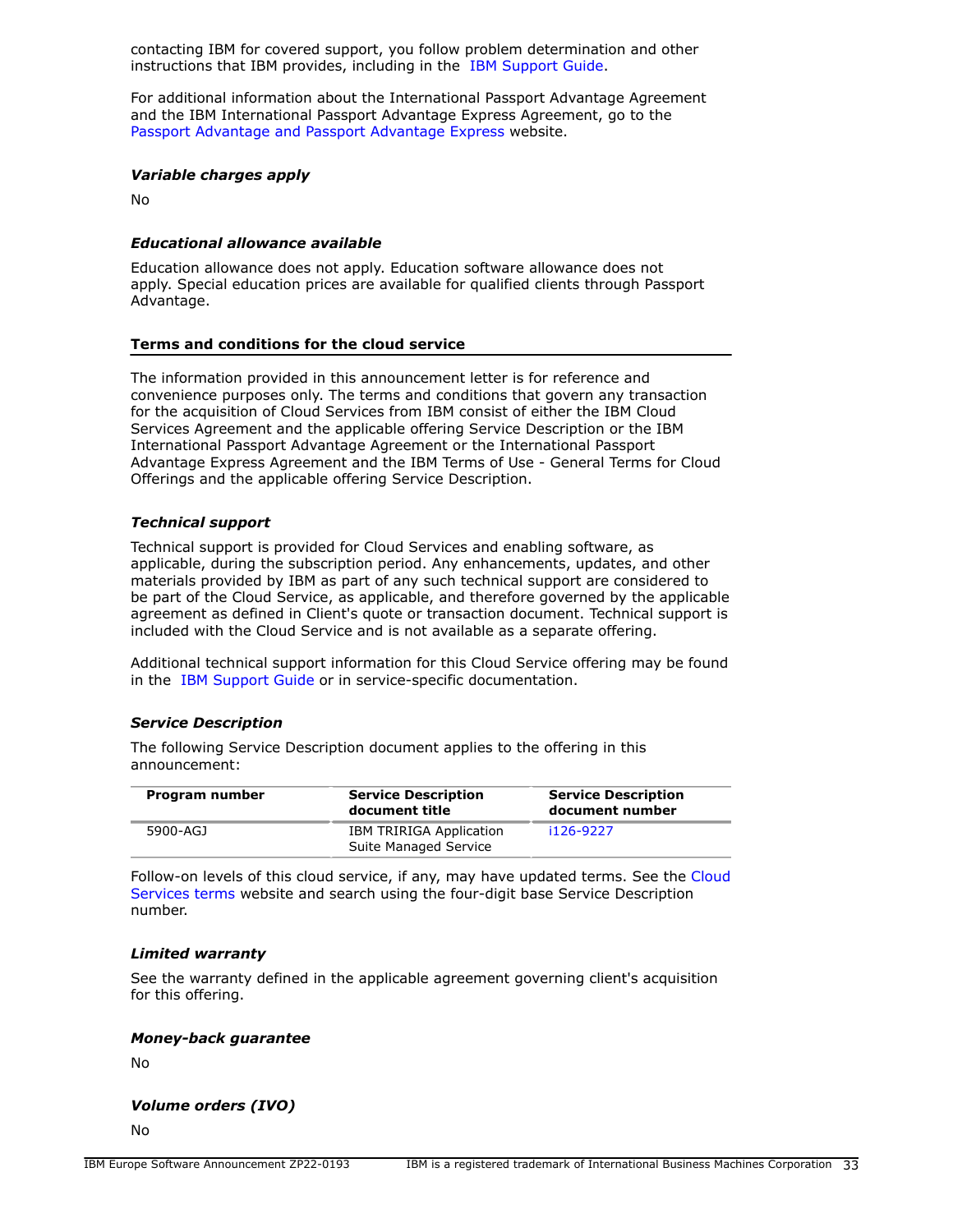contacting IBM for covered support, you follow problem determination and other instructions that IBM provides, including in the IBM Support Guide.

For additional information about the International Passport Advantage Agreement and the IBM International Passport Advantage Express Agreement, go to the Passport Advantage and Passport Advantage Express website.

### *Variable charges apply*

No

### *Educational allowance available*

Education allowance does not apply. Education software allowance does not apply. Special education prices are available for qualified clients through Passport Advantage.

## Terms and conditions for the cloud service

The information provided in this announcement letter is for reference and convenience purposes only. The terms and conditions that govern any transaction for the acquisition of Cloud Services from IBM consist of either the IBM Cloud Services Agreement and the applicable offering Service Description or the IBM International Passport Advantage Agreement or the International Passport Advantage Express Agreement and the IBM Terms of Use - General Terms for Cloud Offerings and the applicable offering Service Description.

### *Technical support*

Technical support is provided for Cloud Services and enabling software, as applicable, during the subscription period. Any enhancements, updates, and other materials provided by IBM as part of any such technical support are considered to be part of the Cloud Service, as applicable, and therefore governed by the applicable agreement as defined in Client's quote or transaction document. Technical support is included with the Cloud Service and is not available as a separate offering.

Additional technical support information for this Cloud Service offering may be found in the IBM Support Guide or in service-specific documentation.

### *Service Description*

The following Service Description document applies to the offering in this announcement:

| Program number | Service Description document title | Service Description document number |
|---|---|---|
| 5900-AGJ | IBM TRIRIGA Application Suite Managed Service | i126-9227 |

Follow-on levels of this cloud service, if any, may have updated terms. See the Cloud Services terms website and search using the four-digit base Service Description number.

### *Limited warranty*

See the warranty defined in the applicable agreement governing client's acquisition for this offering.

### *Money-back guarantee*

No

### *Volume orders (IVO)*

No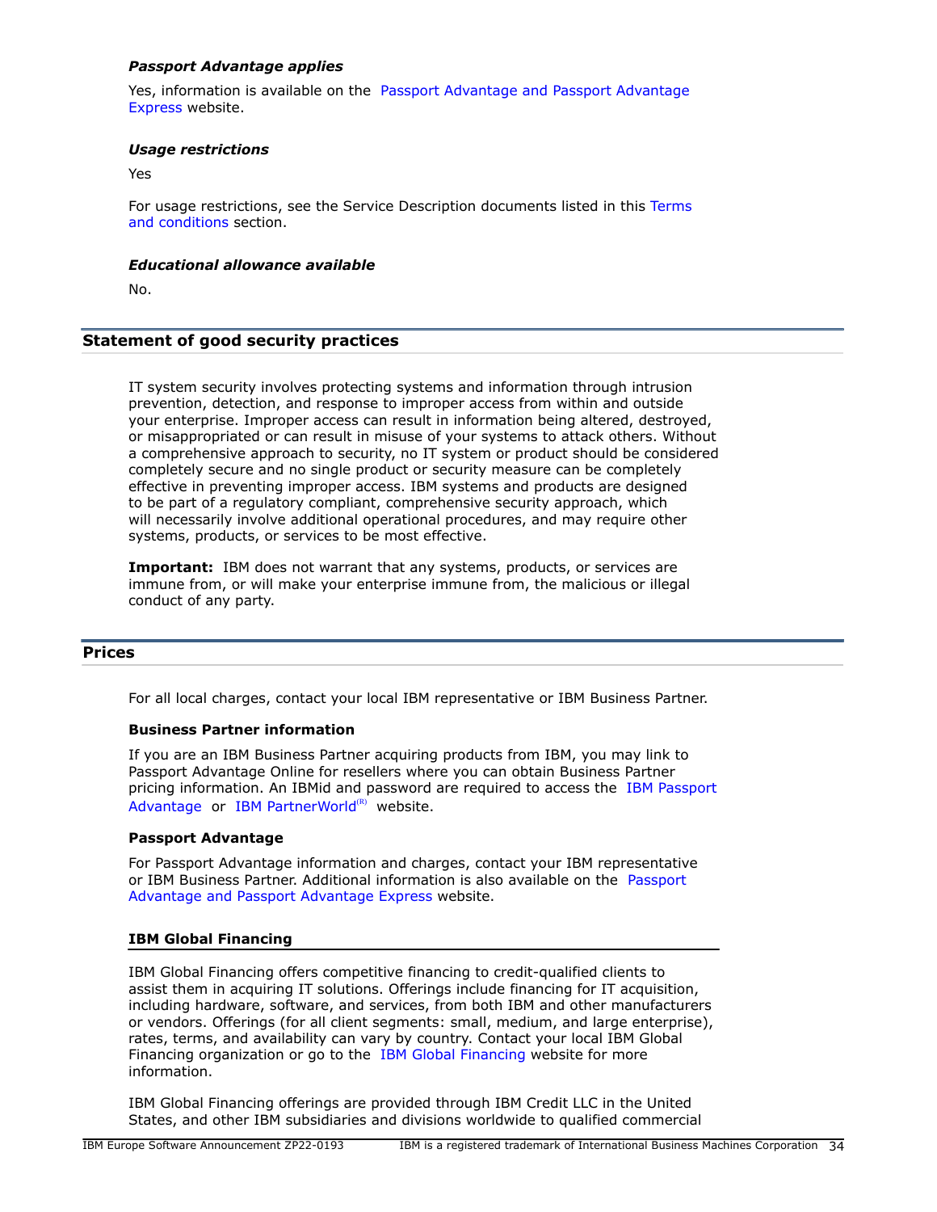***Passport Advantage applies***

Yes, information is available on the Passport Advantage and Passport Advantage Express website.

***Usage restrictions***

Yes

For usage restrictions, see the Service Description documents listed in this Terms and conditions section.

***Educational allowance available***

No.

## Statement of good security practices

IT system security involves protecting systems and information through intrusion prevention, detection, and response to improper access from within and outside your enterprise. Improper access can result in information being altered, destroyed, or misappropriated or can result in misuse of your systems to attack others. Without a comprehensive approach to security, no IT system or product should be considered completely secure and no single product or security measure can be completely effective in preventing improper access. IBM systems and products are designed to be part of a regulatory compliant, comprehensive security approach, which will necessarily involve additional operational procedures, and may require other systems, products, or services to be most effective.

**Important:** IBM does not warrant that any systems, products, or services are immune from, or will make your enterprise immune from, the malicious or illegal conduct of any party.

## Prices

For all local charges, contact your local IBM representative or IBM Business Partner.

**Business Partner information**

If you are an IBM Business Partner acquiring products from IBM, you may link to Passport Advantage Online for resellers where you can obtain Business Partner pricing information. An IBMid and password are required to access the IBM Passport Advantage or IBM PartnerWorld(R) website.

**Passport Advantage**

For Passport Advantage information and charges, contact your IBM representative or IBM Business Partner. Additional information is also available on the Passport Advantage and Passport Advantage Express website.

### IBM Global Financing

IBM Global Financing offers competitive financing to credit-qualified clients to assist them in acquiring IT solutions. Offerings include financing for IT acquisition, including hardware, software, and services, from both IBM and other manufacturers or vendors. Offerings (for all client segments: small, medium, and large enterprise), rates, terms, and availability can vary by country. Contact your local IBM Global Financing organization or go to the IBM Global Financing website for more information.

IBM Global Financing offerings are provided through IBM Credit LLC in the United States, and other IBM subsidiaries and divisions worldwide to qualified commercial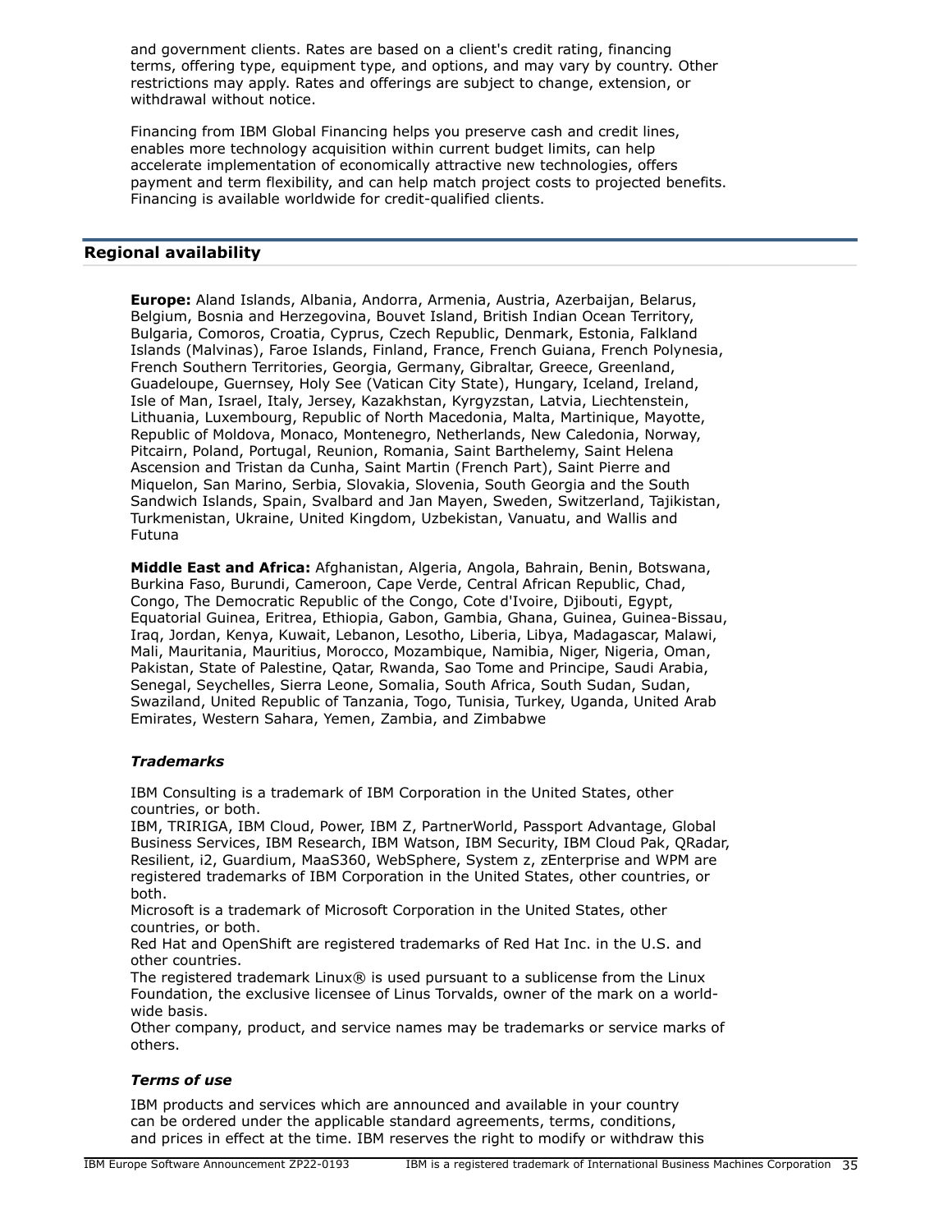and government clients. Rates are based on a client's credit rating, financing terms, offering type, equipment type, and options, and may vary by country. Other restrictions may apply. Rates and offerings are subject to change, extension, or withdrawal without notice.

Financing from IBM Global Financing helps you preserve cash and credit lines, enables more technology acquisition within current budget limits, can help accelerate implementation of economically attractive new technologies, offers payment and term flexibility, and can help match project costs to projected benefits. Financing is available worldwide for credit-qualified clients.

## Regional availability

**Europe:** Aland Islands, Albania, Andorra, Armenia, Austria, Azerbaijan, Belarus, Belgium, Bosnia and Herzegovina, Bouvet Island, British Indian Ocean Territory, Bulgaria, Comoros, Croatia, Cyprus, Czech Republic, Denmark, Estonia, Falkland Islands (Malvinas), Faroe Islands, Finland, France, French Guiana, French Polynesia, French Southern Territories, Georgia, Germany, Gibraltar, Greece, Greenland, Guadeloupe, Guernsey, Holy See (Vatican City State), Hungary, Iceland, Ireland, Isle of Man, Israel, Italy, Jersey, Kazakhstan, Kyrgyzstan, Latvia, Liechtenstein, Lithuania, Luxembourg, Republic of North Macedonia, Malta, Martinique, Mayotte, Republic of Moldova, Monaco, Montenegro, Netherlands, New Caledonia, Norway, Pitcairn, Poland, Portugal, Reunion, Romania, Saint Barthelemy, Saint Helena Ascension and Tristan da Cunha, Saint Martin (French Part), Saint Pierre and Miquelon, San Marino, Serbia, Slovakia, Slovenia, South Georgia and the South Sandwich Islands, Spain, Svalbard and Jan Mayen, Sweden, Switzerland, Tajikistan, Turkmenistan, Ukraine, United Kingdom, Uzbekistan, Vanuatu, and Wallis and Futuna

**Middle East and Africa:** Afghanistan, Algeria, Angola, Bahrain, Benin, Botswana, Burkina Faso, Burundi, Cameroon, Cape Verde, Central African Republic, Chad, Congo, The Democratic Republic of the Congo, Cote d'Ivoire, Djibouti, Egypt, Equatorial Guinea, Eritrea, Ethiopia, Gabon, Gambia, Ghana, Guinea, Guinea-Bissau, Iraq, Jordan, Kenya, Kuwait, Lebanon, Lesotho, Liberia, Libya, Madagascar, Malawi, Mali, Mauritania, Mauritius, Morocco, Mozambique, Namibia, Niger, Nigeria, Oman, Pakistan, State of Palestine, Qatar, Rwanda, Sao Tome and Principe, Saudi Arabia, Senegal, Seychelles, Sierra Leone, Somalia, South Africa, South Sudan, Sudan, Swaziland, United Republic of Tanzania, Togo, Tunisia, Turkey, Uganda, United Arab Emirates, Western Sahara, Yemen, Zambia, and Zimbabwe

### *Trademarks*

IBM Consulting is a trademark of IBM Corporation in the United States, other countries, or both.
IBM, TRIRIGA, IBM Cloud, Power, IBM Z, PartnerWorld, Passport Advantage, Global Business Services, IBM Research, IBM Watson, IBM Security, IBM Cloud Pak, QRadar, Resilient, i2, Guardium, MaaS360, WebSphere, System z, zEnterprise and WPM are registered trademarks of IBM Corporation in the United States, other countries, or both.
Microsoft is a trademark of Microsoft Corporation in the United States, other countries, or both.
Red Hat and OpenShift are registered trademarks of Red Hat Inc. in the U.S. and other countries.
The registered trademark Linux® is used pursuant to a sublicense from the Linux Foundation, the exclusive licensee of Linus Torvalds, owner of the mark on a world-wide basis.
Other company, product, and service names may be trademarks or service marks of others.

### *Terms of use*

IBM products and services which are announced and available in your country can be ordered under the applicable standard agreements, terms, conditions, and prices in effect at the time. IBM reserves the right to modify or withdraw this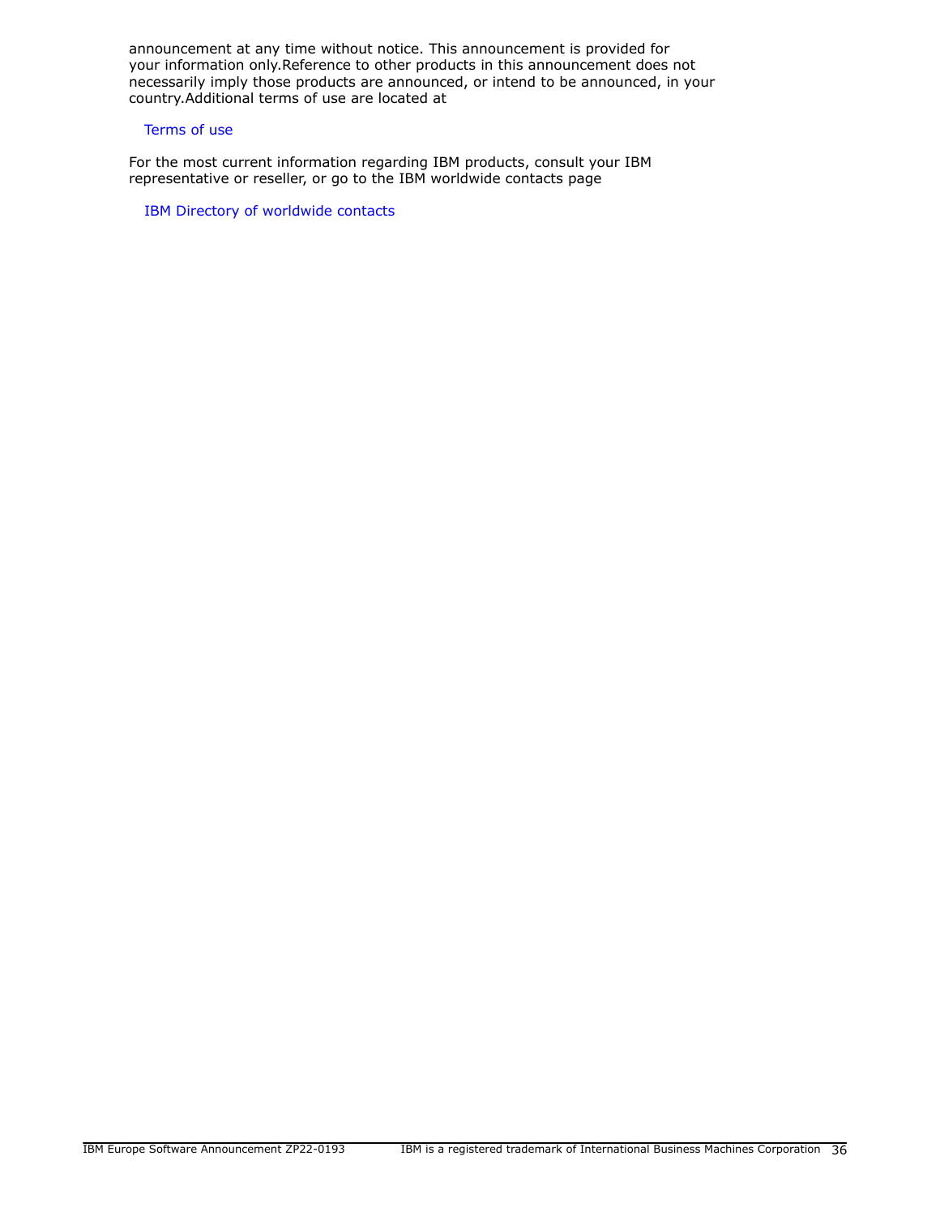announcement at any time without notice. This announcement is provided for your information only.Reference to other products in this announcement does not necessarily imply those products are announced, or intend to be announced, in your country.Additional terms of use are located at

Terms of use

For the most current information regarding IBM products, consult your IBM representative or reseller, or go to the IBM worldwide contacts page

IBM Directory of worldwide contacts